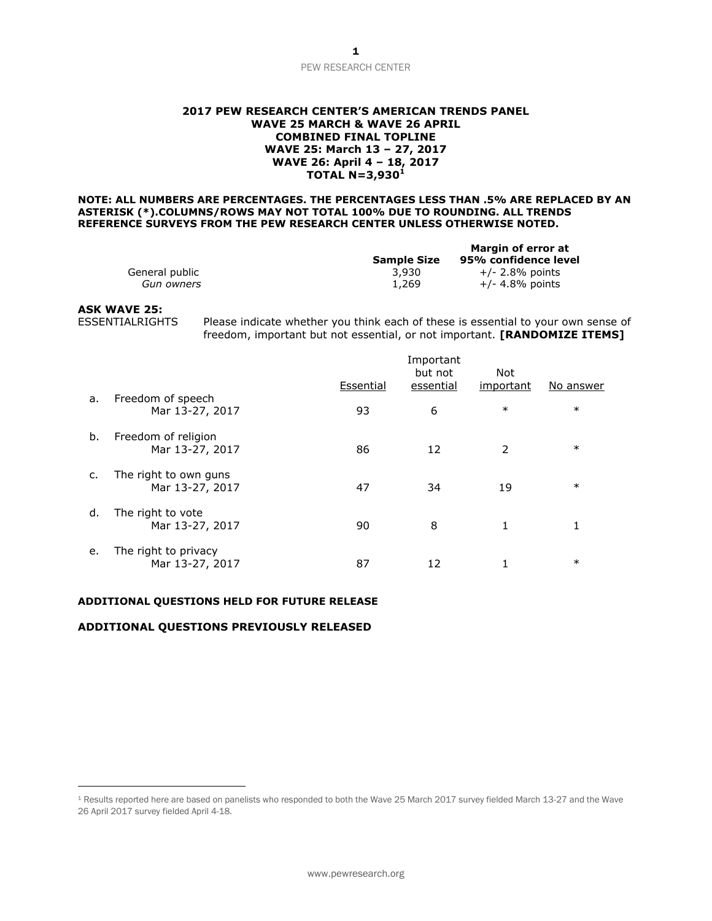**2017 PEW RESEARCH CENTER'S AMERICAN TRENDS PANEL**
**WAVE 25 MARCH & WAVE 26 APRIL**
**COMBINED FINAL TOPLINE**
**WAVE 25: March 13 – 27, 2017**
**WAVE 26: April 4 – 18, 2017**
**TOTAL N=3,930[1]**

**NOTE: ALL NUMBERS ARE PERCENTAGES. THE PERCENTAGES LESS THAN .5% ARE REPLACED BY AN ASTERISK (*).COLUMNS/ROWS MAY NOT TOTAL 100% DUE TO ROUNDING. ALL TRENDS REFERENCE SURVEYS FROM THE PEW RESEARCH CENTER UNLESS OTHERWISE NOTED.**

| | Sample Size | Margin of error at 95% confidence level |
|---|---|---|
| General public | 3,930 | +/- 2.8% points |
| *Gun owners* | 1,269 | +/- 4.8% points |

**ASK WAVE 25:**

ESSENTIALRIGHTS Please indicate whether you think each of these is essential to your own sense of freedom, important but not essential, or not important. **[RANDOMIZE ITEMS]**

| | | Essential | Important but not essential | Not important | No answer |
|---|---|---|---|---|---|
| a. | Freedom of speech | | | | |
| | Mar 13-27, 2017 | 93 | 6 | * | * |
| b. | Freedom of religion | | | | |
| | Mar 13-27, 2017 | 86 | 12 | 2 | * |
| c. | The right to own guns | | | | |
| | Mar 13-27, 2017 | 47 | 34 | 19 | * |
| d. | The right to vote | | | | |
| | Mar 13-27, 2017 | 90 | 8 | 1 | 1 |
| e. | The right to privacy | | | | |
| | Mar 13-27, 2017 | 87 | 12 | 1 | * |

**ADDITIONAL QUESTIONS HELD FOR FUTURE RELEASE**

**ADDITIONAL QUESTIONS PREVIOUSLY RELEASED**

[1] Results reported here are based on panelists who responded to both the Wave 25 March 2017 survey fielded March 13-27 and the Wave 26 April 2017 survey fielded April 4-18.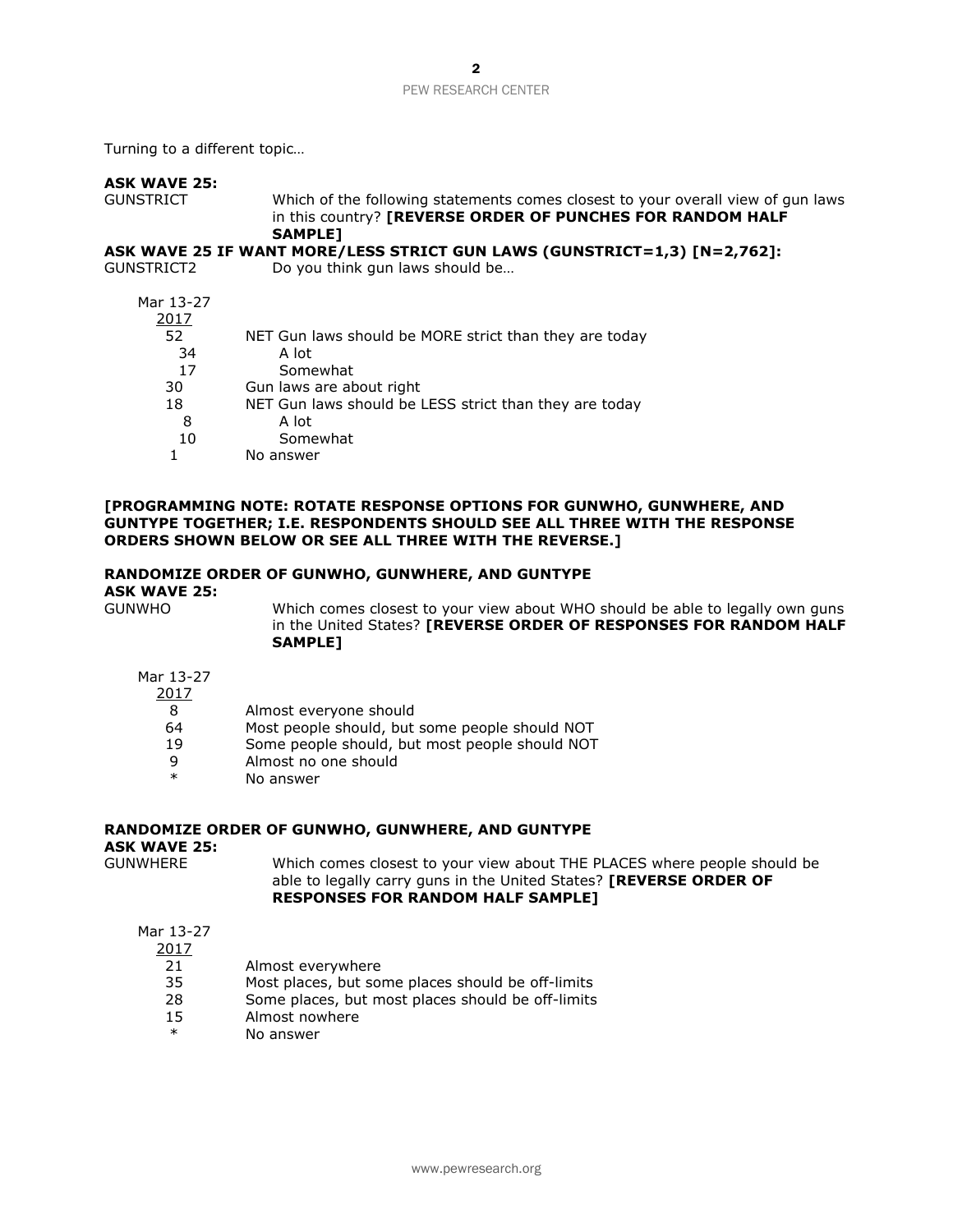Turning to a different topic…

**ASK WAVE 25:**

GUNSTRICT Which of the following statements comes closest to your overall view of gun laws in this country? **[REVERSE ORDER OF PUNCHES FOR RANDOM HALF SAMPLE]**

**ASK WAVE 25 IF WANT MORE/LESS STRICT GUN LAWS (GUNSTRICT=1,3) [N=2,762]:**

GUNSTRICT2 Do you think gun laws should be…

| Mar 13-27 2017 | |
|---|---|
| 52 | NET Gun laws should be MORE strict than they are today |
| 34 | A lot |
| 17 | Somewhat |
| 30 | Gun laws are about right |
| 18 | NET Gun laws should be LESS strict than they are today |
| 8 | A lot |
| 10 | Somewhat |
| 1 | No answer |

**[PROGRAMMING NOTE: ROTATE RESPONSE OPTIONS FOR GUNWHO, GUNWHERE, AND GUNTYPE TOGETHER; I.E. RESPONDENTS SHOULD SEE ALL THREE WITH THE RESPONSE ORDERS SHOWN BELOW OR SEE ALL THREE WITH THE REVERSE.]**

**RANDOMIZE ORDER OF GUNWHO, GUNWHERE, AND GUNTYPE**

**ASK WAVE 25:**

GUNWHO Which comes closest to your view about WHO should be able to legally own guns in the United States? **[REVERSE ORDER OF RESPONSES FOR RANDOM HALF SAMPLE]**

| Mar 13-27 2017 | |
|---|---|
| 8 | Almost everyone should |
| 64 | Most people should, but some people should NOT |
| 19 | Some people should, but most people should NOT |
| 9 | Almost no one should |
| * | No answer |

**RANDOMIZE ORDER OF GUNWHO, GUNWHERE, AND GUNTYPE**

**ASK WAVE 25:**

GUNWHERE Which comes closest to your view about THE PLACES where people should be able to legally carry guns in the United States? **[REVERSE ORDER OF RESPONSES FOR RANDOM HALF SAMPLE]**

| Mar 13-27 2017 | |
|---|---|
| 21 | Almost everywhere |
| 35 | Most places, but some places should be off-limits |
| 28 | Some places, but most places should be off-limits |
| 15 | Almost nowhere |
| * | No answer |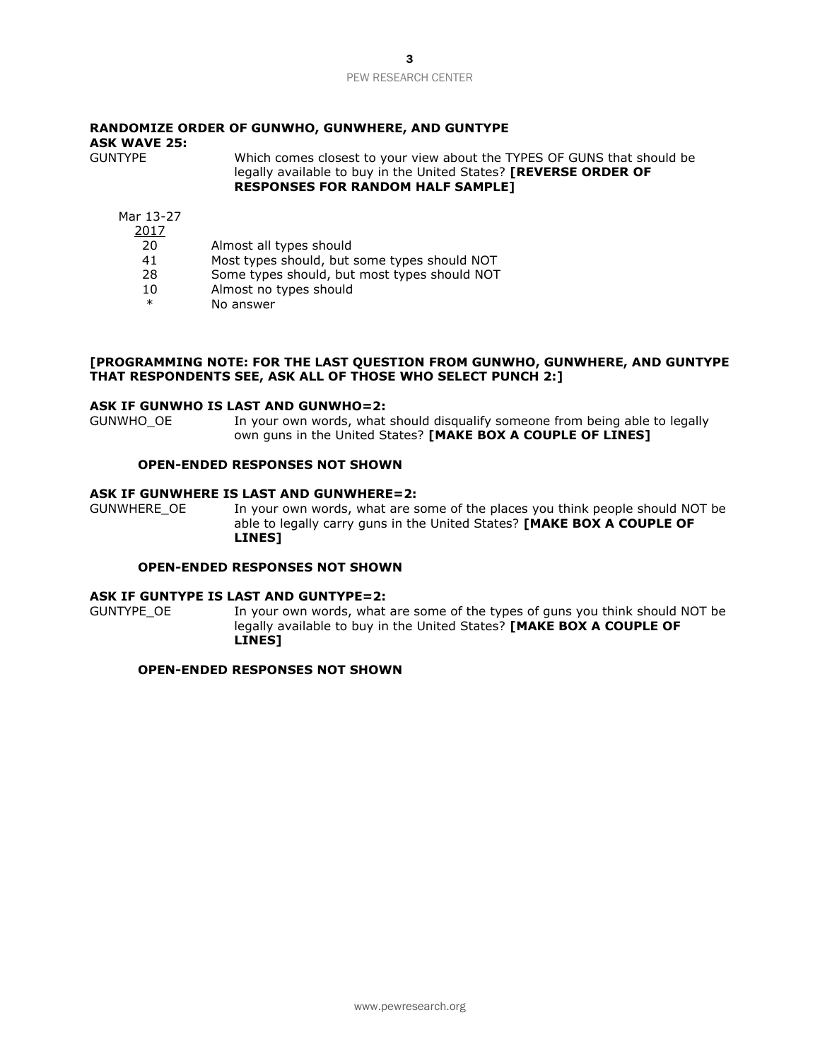**RANDOMIZE ORDER OF GUNWHO, GUNWHERE, AND GUNTYPE**
**ASK WAVE 25:**

GUNTYPE Which comes closest to your view about the TYPES OF GUNS that should be legally available to buy in the United States? **[REVERSE ORDER OF RESPONSES FOR RANDOM HALF SAMPLE]**

| Mar 13-27 2017 | |
|---|---|
| 20 | Almost all types should |
| 41 | Most types should, but some types should NOT |
| 28 | Some types should, but most types should NOT |
| 10 | Almost no types should |
| * | No answer |

**[PROGRAMMING NOTE: FOR THE LAST QUESTION FROM GUNWHO, GUNWHERE, AND GUNTYPE THAT RESPONDENTS SEE, ASK ALL OF THOSE WHO SELECT PUNCH 2:]**

**ASK IF GUNWHO IS LAST AND GUNWHO=2:**

GUNWHO_OE In your own words, what should disqualify someone from being able to legally own guns in the United States? **[MAKE BOX A COUPLE OF LINES]**

**OPEN-ENDED RESPONSES NOT SHOWN**

**ASK IF GUNWHERE IS LAST AND GUNWHERE=2:**

GUNWHERE_OE In your own words, what are some of the places you think people should NOT be able to legally carry guns in the United States? **[MAKE BOX A COUPLE OF LINES]**

**OPEN-ENDED RESPONSES NOT SHOWN**

**ASK IF GUNTYPE IS LAST AND GUNTYPE=2:**

GUNTYPE_OE In your own words, what are some of the types of guns you think should NOT be legally available to buy in the United States? **[MAKE BOX A COUPLE OF LINES]**

**OPEN-ENDED RESPONSES NOT SHOWN**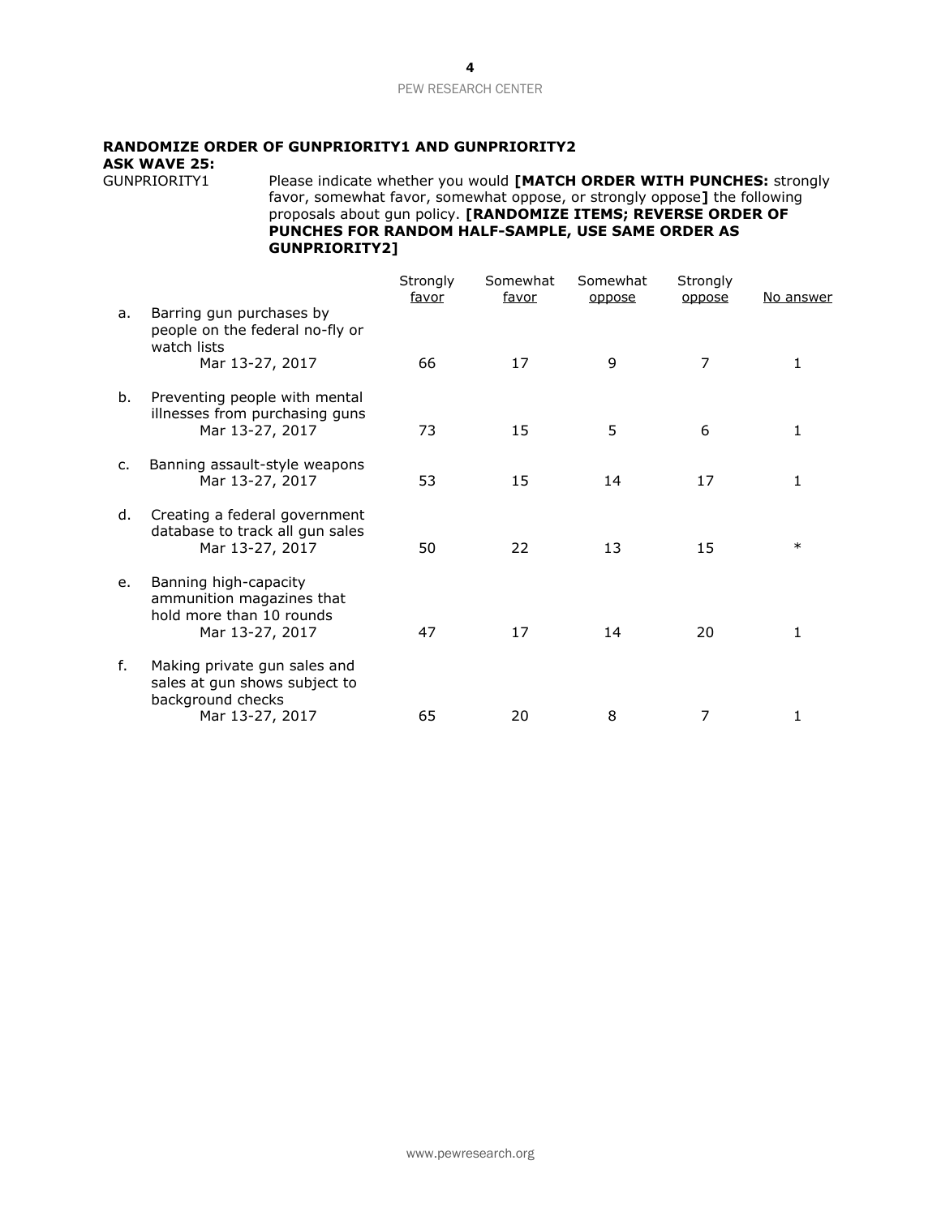**RANDOMIZE ORDER OF GUNPRIORITY1 AND GUNPRIORITY2**
**ASK WAVE 25:**

GUNPRIORITY1 Please indicate whether you would **[MATCH ORDER WITH PUNCHES:** strongly favor, somewhat favor, somewhat oppose, or strongly oppose**]** the following proposals about gun policy. **[RANDOMIZE ITEMS; REVERSE ORDER OF PUNCHES FOR RANDOM HALF-SAMPLE, USE SAME ORDER AS GUNPRIORITY2]**

| | | Strongly favor | Somewhat favor | Somewhat oppose | Strongly oppose | No answer |
|---|---|---|---|---|---|---|
| a. | Barring gun purchases by people on the federal no-fly or watch lists | | | | | |
| | Mar 13-27, 2017 | 66 | 17 | 9 | 7 | 1 |
| b. | Preventing people with mental illnesses from purchasing guns | | | | | |
| | Mar 13-27, 2017 | 73 | 15 | 5 | 6 | 1 |
| c. | Banning assault-style weapons | | | | | |
| | Mar 13-27, 2017 | 53 | 15 | 14 | 17 | 1 |
| d. | Creating a federal government database to track all gun sales | | | | | |
| | Mar 13-27, 2017 | 50 | 22 | 13 | 15 | * |
| e. | Banning high-capacity ammunition magazines that hold more than 10 rounds | | | | | |
| | Mar 13-27, 2017 | 47 | 17 | 14 | 20 | 1 |
| f. | Making private gun sales and sales at gun shows subject to background checks | | | | | |
| | Mar 13-27, 2017 | 65 | 20 | 8 | 7 | 1 |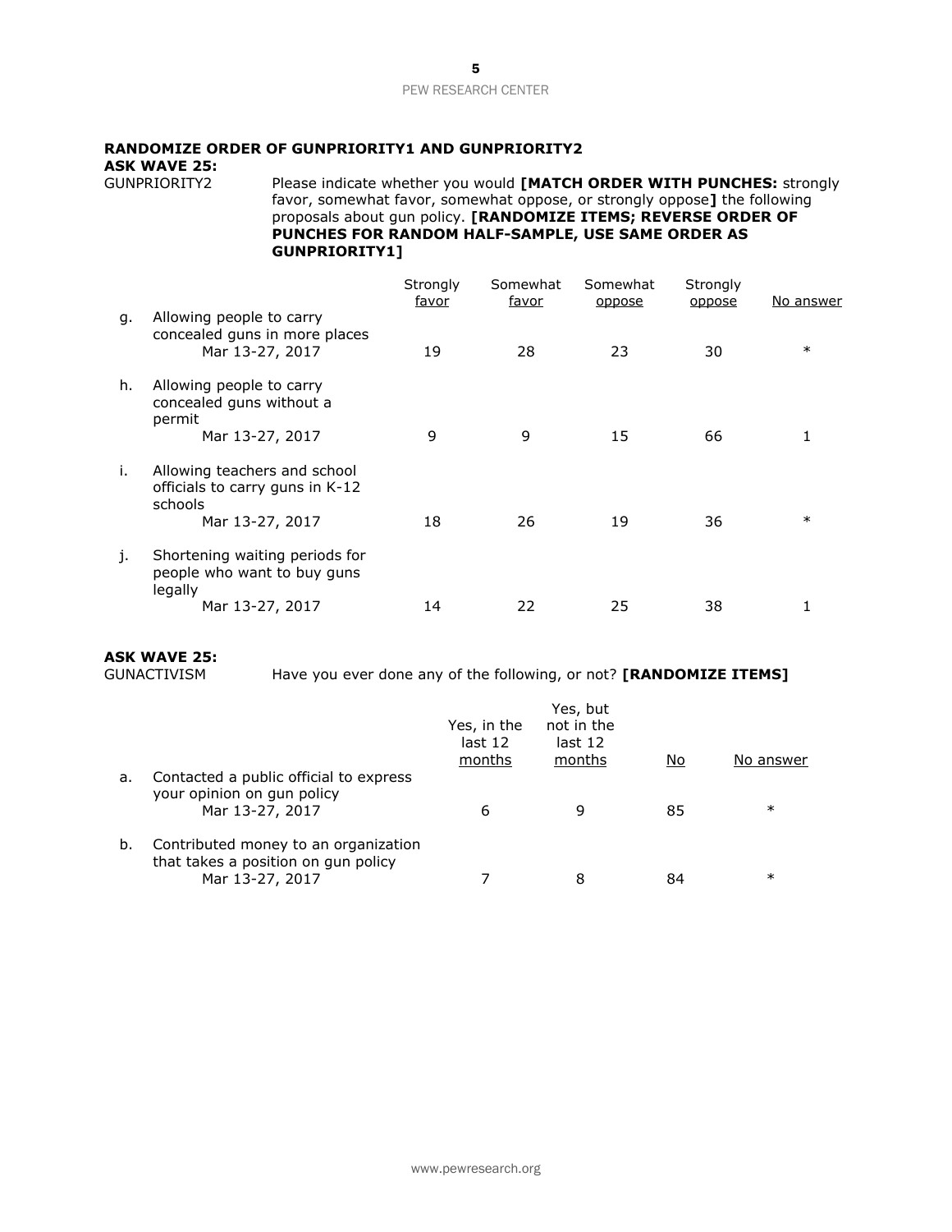**RANDOMIZE ORDER OF GUNPRIORITY1 AND GUNPRIORITY2**
**ASK WAVE 25:**

GUNPRIORITY2 Please indicate whether you would **[MATCH ORDER WITH PUNCHES:** strongly favor, somewhat favor, somewhat oppose, or strongly oppose**]** the following proposals about gun policy. **[RANDOMIZE ITEMS; REVERSE ORDER OF PUNCHES FOR RANDOM HALF-SAMPLE, USE SAME ORDER AS GUNPRIORITY1]**

| | Strongly favor | Somewhat favor | Somewhat oppose | Strongly oppose | No answer |
|---|---|---|---|---|---|
| g. Allowing people to carry concealed guns in more places | | | | | |
| Mar 13-27, 2017 | 19 | 28 | 23 | 30 | * |
| h. Allowing people to carry concealed guns without a permit | | | | | |
| Mar 13-27, 2017 | 9 | 9 | 15 | 66 | 1 |
| i. Allowing teachers and school officials to carry guns in K-12 schools | | | | | |
| Mar 13-27, 2017 | 18 | 26 | 19 | 36 | * |
| j. Shortening waiting periods for people who want to buy guns legally | | | | | |
| Mar 13-27, 2017 | 14 | 22 | 25 | 38 | 1 |

**ASK WAVE 25:**

GUNACTIVISM Have you ever done any of the following, or not? **[RANDOMIZE ITEMS]**

| | Yes, in the last 12 months | Yes, but not in the last 12 months | No | No answer |
|---|---|---|---|---|
| a. Contacted a public official to express your opinion on gun policy | | | | |
| Mar 13-27, 2017 | 6 | 9 | 85 | * |
| b. Contributed money to an organization that takes a position on gun policy | | | | |
| Mar 13-27, 2017 | 7 | 8 | 84 | * |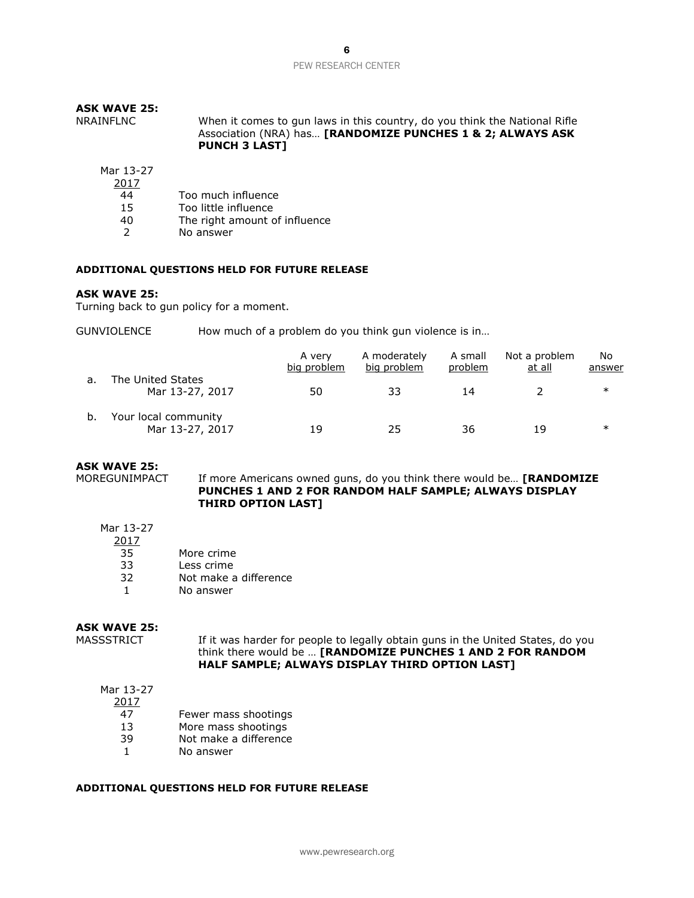**ASK WAVE 25:**

NRAINFLNC When it comes to gun laws in this country, do you think the National Rifle Association (NRA) has… **[RANDOMIZE PUNCHES 1 & 2; ALWAYS ASK PUNCH 3 LAST]**

| Mar 13-27 2017 | |
|---|---|
| 44 | Too much influence |
| 15 | Too little influence |
| 40 | The right amount of influence |
| 2 | No answer |

**ADDITIONAL QUESTIONS HELD FOR FUTURE RELEASE**

**ASK WAVE 25:**

Turning back to gun policy for a moment.

GUNVIOLENCE How much of a problem do you think gun violence is in…

| | A very big problem | A moderately big problem | A small problem | Not a problem at all | No answer |
|---|---|---|---|---|---|
| a. The United States | | | | | |
| Mar 13-27, 2017 | 50 | 33 | 14 | 2 | * |
| b. Your local community | | | | | |
| Mar 13-27, 2017 | 19 | 25 | 36 | 19 | * |

**ASK WAVE 25:**

MOREGUNIMPACT If more Americans owned guns, do you think there would be… **[RANDOMIZE PUNCHES 1 AND 2 FOR RANDOM HALF SAMPLE; ALWAYS DISPLAY THIRD OPTION LAST]**

| Mar 13-27 2017 | |
|---|---|
| 35 | More crime |
| 33 | Less crime |
| 32 | Not make a difference |
| 1 | No answer |

**ASK WAVE 25:**

MASSSTRICT If it was harder for people to legally obtain guns in the United States, do you think there would be … **[RANDOMIZE PUNCHES 1 AND 2 FOR RANDOM HALF SAMPLE; ALWAYS DISPLAY THIRD OPTION LAST]**

| Mar 13-27 2017 | |
|---|---|
| 47 | Fewer mass shootings |
| 13 | More mass shootings |
| 39 | Not make a difference |
| 1 | No answer |

**ADDITIONAL QUESTIONS HELD FOR FUTURE RELEASE**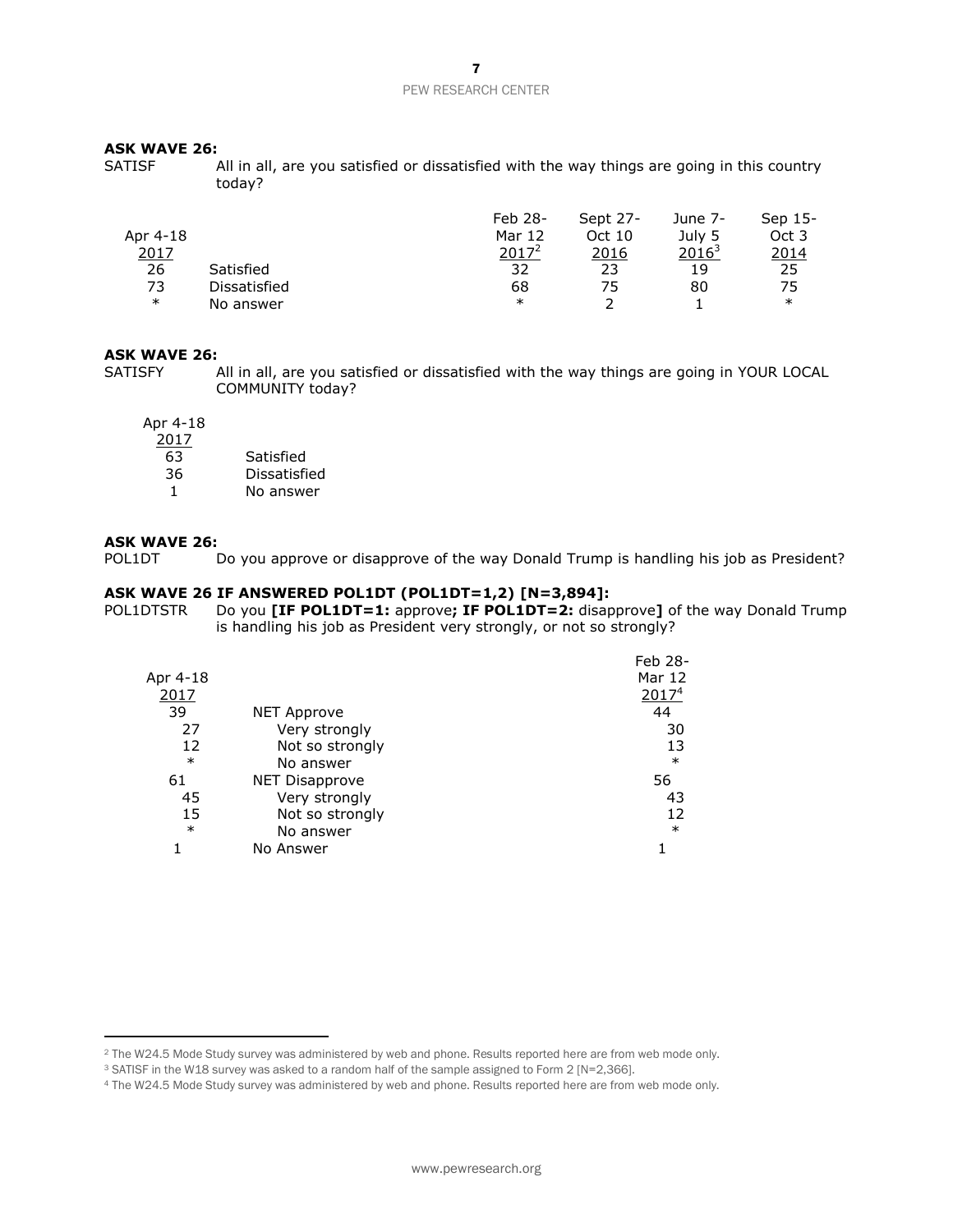**ASK WAVE 26:**

SATISF All in all, are you satisfied or dissatisfied with the way things are going in this country today?

| Apr 4-18 2017 | | Feb 28-Mar 12 2017[2] | Sept 27-Oct 10 2016 | June 7-July 5 2016[3] | Sep 15-Oct 3 2014 |
|---|---|---|---|---|---|
| 26 | Satisfied | 32 | 23 | 19 | 25 |
| 73 | Dissatisfied | 68 | 75 | 80 | 75 |
| * | No answer | * | 2 | 1 | * |

**ASK WAVE 26:**

SATISFY All in all, are you satisfied or dissatisfied with the way things are going in YOUR LOCAL COMMUNITY today?

| Apr 4-18 2017 | |
|---|---|
| 63 | Satisfied |
| 36 | Dissatisfied |
| 1 | No answer |

**ASK WAVE 26:**

POL1DT Do you approve or disapprove of the way Donald Trump is handling his job as President?

**ASK WAVE 26 IF ANSWERED POL1DT (POL1DT=1,2) [N=3,894]:**

POL1DTSTR Do you **[IF POL1DT=1:** approve**; IF POL1DT=2:** disapprove**]** of the way Donald Trump is handling his job as President very strongly, or not so strongly?

| Apr 4-18 2017 | | Feb 28-Mar 12 2017[4] |
|---|---|---|
| 39 | NET Approve | 44 |
| 27 | Very strongly | 30 |
| 12 | Not so strongly | 13 |
| * | No answer | * |
| 61 | NET Disapprove | 56 |
| 45 | Very strongly | 43 |
| 15 | Not so strongly | 12 |
| * | No answer | * |
| 1 | No Answer | 1 |

---

[2] The W24.5 Mode Study survey was administered by web and phone. Results reported here are from web mode only.

[3] SATISF in the W18 survey was asked to a random half of the sample assigned to Form 2 [N=2,366].

[4] The W24.5 Mode Study survey was administered by web and phone. Results reported here are from web mode only.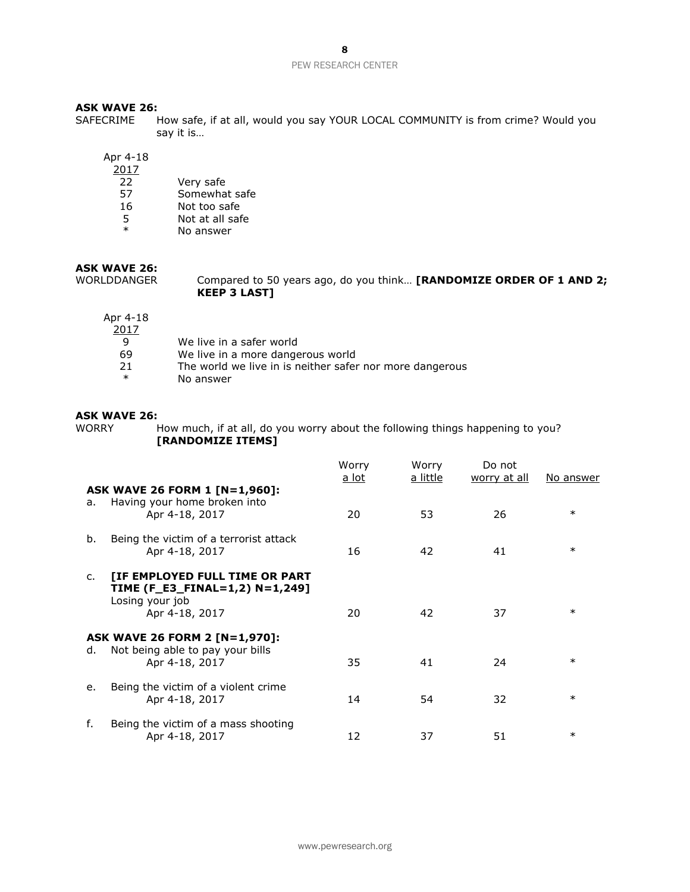**ASK WAVE 26:**

SAFECRIME How safe, if at all, would you say YOUR LOCAL COMMUNITY is from crime? Would you say it is…

| Apr 4-18 2017 | |
|---|---|
| 22 | Very safe |
| 57 | Somewhat safe |
| 16 | Not too safe |
| 5 | Not at all safe |
| * | No answer |

**ASK WAVE 26:**

WORLDDANGER Compared to 50 years ago, do you think… **[RANDOMIZE ORDER OF 1 AND 2; KEEP 3 LAST]**

| Apr 4-18 2017 | |
|---|---|
| 9 | We live in a safer world |
| 69 | We live in a more dangerous world |
| 21 | The world we live in is neither safer nor more dangerous |
| * | No answer |

**ASK WAVE 26:**

WORRY How much, if at all, do you worry about the following things happening to you? **[RANDOMIZE ITEMS]**

| | Worry a lot | Worry a little | Do not worry at all | No answer |
|---|---|---|---|---|
| **ASK WAVE 26 FORM 1 [N=1,960]:** | | | | |
| a. Having your home broken into | | | | |
| Apr 4-18, 2017 | 20 | 53 | 26 | * |
| b. Being the victim of a terrorist attack | | | | |
| Apr 4-18, 2017 | 16 | 42 | 41 | * |
| c. **[IF EMPLOYED FULL TIME OR PART TIME (F_E3_FINAL=1,2) N=1,249]** Losing your job | | | | |
| Apr 4-18, 2017 | 20 | 42 | 37 | * |
| **ASK WAVE 26 FORM 2 [N=1,970]:** | | | | |
| d. Not being able to pay your bills | | | | |
| Apr 4-18, 2017 | 35 | 41 | 24 | * |
| e. Being the victim of a violent crime | | | | |
| Apr 4-18, 2017 | 14 | 54 | 32 | * |
| f. Being the victim of a mass shooting | | | | |
| Apr 4-18, 2017 | 12 | 37 | 51 | * |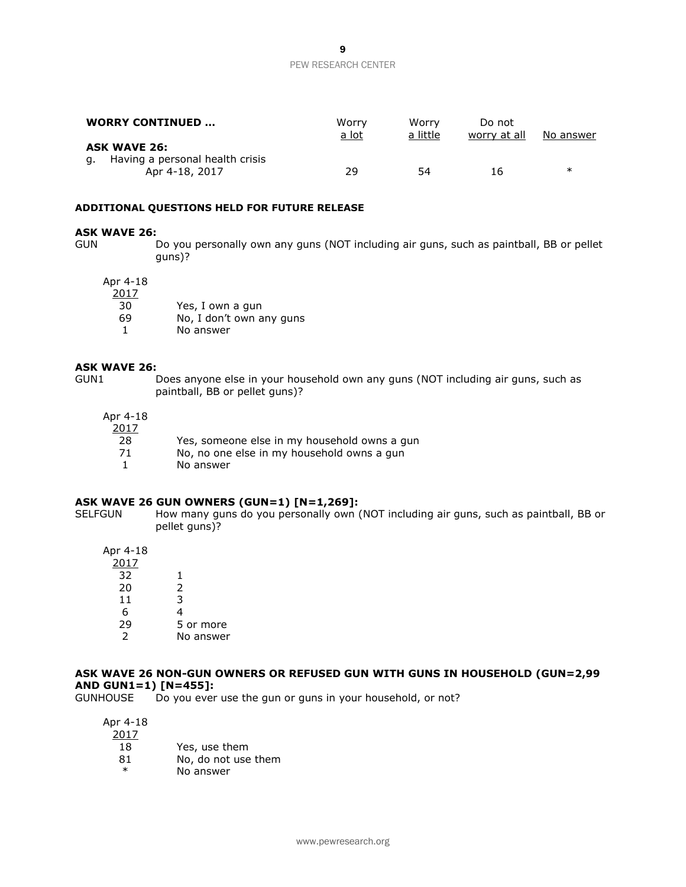| **WORRY CONTINUED …** | Worry a lot | Worry a little | Do not worry at all | No answer |
|---|---|---|---|---|
| **ASK WAVE 26:** | | | | |
| g. Having a personal health crisis | | | | |
| Apr 4-18, 2017 | 29 | 54 | 16 | * |

**ADDITIONAL QUESTIONS HELD FOR FUTURE RELEASE**

**ASK WAVE 26:**

GUN Do you personally own any guns (NOT including air guns, such as paintball, BB or pellet guns)?

| Apr 4-18 2017 | |
|---|---|
| 30 | Yes, I own a gun |
| 69 | No, I don't own any guns |
| 1 | No answer |

**ASK WAVE 26:**

GUN1 Does anyone else in your household own any guns (NOT including air guns, such as paintball, BB or pellet guns)?

| Apr 4-18 2017 | |
|---|---|
| 28 | Yes, someone else in my household owns a gun |
| 71 | No, no one else in my household owns a gun |
| 1 | No answer |

**ASK WAVE 26 GUN OWNERS (GUN=1) [N=1,269]:**

SELFGUN How many guns do you personally own (NOT including air guns, such as paintball, BB or pellet guns)?

| Apr 4-18 2017 | |
|---|---|
| 32 | 1 |
| 20 | 2 |
| 11 | 3 |
| 6 | 4 |
| 29 | 5 or more |
| 2 | No answer |

**ASK WAVE 26 NON-GUN OWNERS OR REFUSED GUN WITH GUNS IN HOUSEHOLD (GUN=2,99 AND GUN1=1) [N=455]:**

GUNHOUSE Do you ever use the gun or guns in your household, or not?

| Apr 4-18 2017 | |
|---|---|
| 18 | Yes, use them |
| 81 | No, do not use them |
| * | No answer |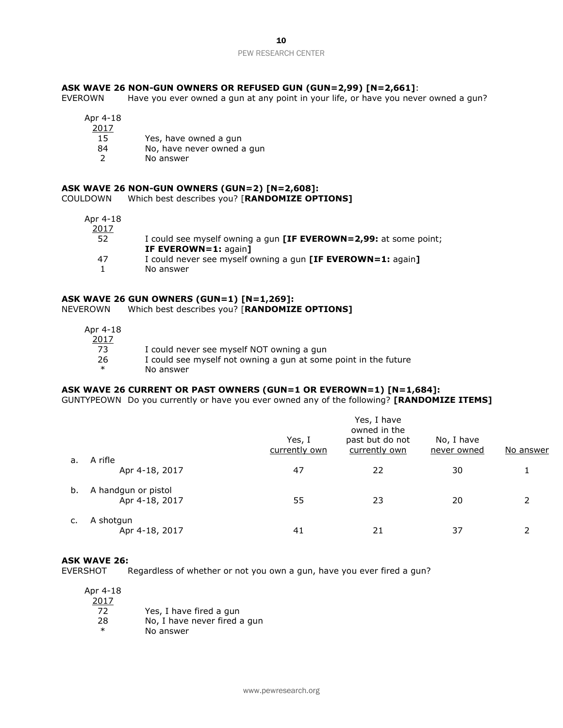**ASK WAVE 26 NON-GUN OWNERS OR REFUSED GUN (GUN=2,99) [N=2,661]**:

EVEROWN Have you ever owned a gun at any point in your life, or have you never owned a gun?

| Apr 4-18 2017 | |
|---|---|
| 15 | Yes, have owned a gun |
| 84 | No, have never owned a gun |
| 2 | No answer |

**ASK WAVE 26 NON-GUN OWNERS (GUN=2) [N=2,608]:**

COULDOWN Which best describes you? [**RANDOMIZE OPTIONS]**

| Apr 4-18 2017 | |
|---|---|
| 52 | I could see myself owning a gun **[IF EVEROWN=2,99:** at some point; **IF EVEROWN=1:** again**]** |
| 47 | I could never see myself owning a gun **[IF EVEROWN=1:** again**]** |
| 1 | No answer |

**ASK WAVE 26 GUN OWNERS (GUN=1) [N=1,269]:**

NEVEROWN Which best describes you? [**RANDOMIZE OPTIONS]**

| Apr 4-18 2017 | |
|---|---|
| 73 | I could never see myself NOT owning a gun |
| 26 | I could see myself not owning a gun at some point in the future |
| * | No answer |

**ASK WAVE 26 CURRENT OR PAST OWNERS (GUN=1 OR EVEROWN=1) [N=1,684]:**

GUNTYPEOWN Do you currently or have you ever owned any of the following? **[RANDOMIZE ITEMS]**

| | Yes, I currently own | Yes, I have owned in the past but do not currently own | No, I have never owned | No answer |
|---|---|---|---|---|
| a. A rifle | | | | |
| Apr 4-18, 2017 | 47 | 22 | 30 | 1 |
| b. A handgun or pistol | | | | |
| Apr 4-18, 2017 | 55 | 23 | 20 | 2 |
| c. A shotgun | | | | |
| Apr 4-18, 2017 | 41 | 21 | 37 | 2 |

**ASK WAVE 26:**

EVERSHOT Regardless of whether or not you own a gun, have you ever fired a gun?

| Apr 4-18 2017 | |
|---|---|
| 72 | Yes, I have fired a gun |
| 28 | No, I have never fired a gun |
| * | No answer |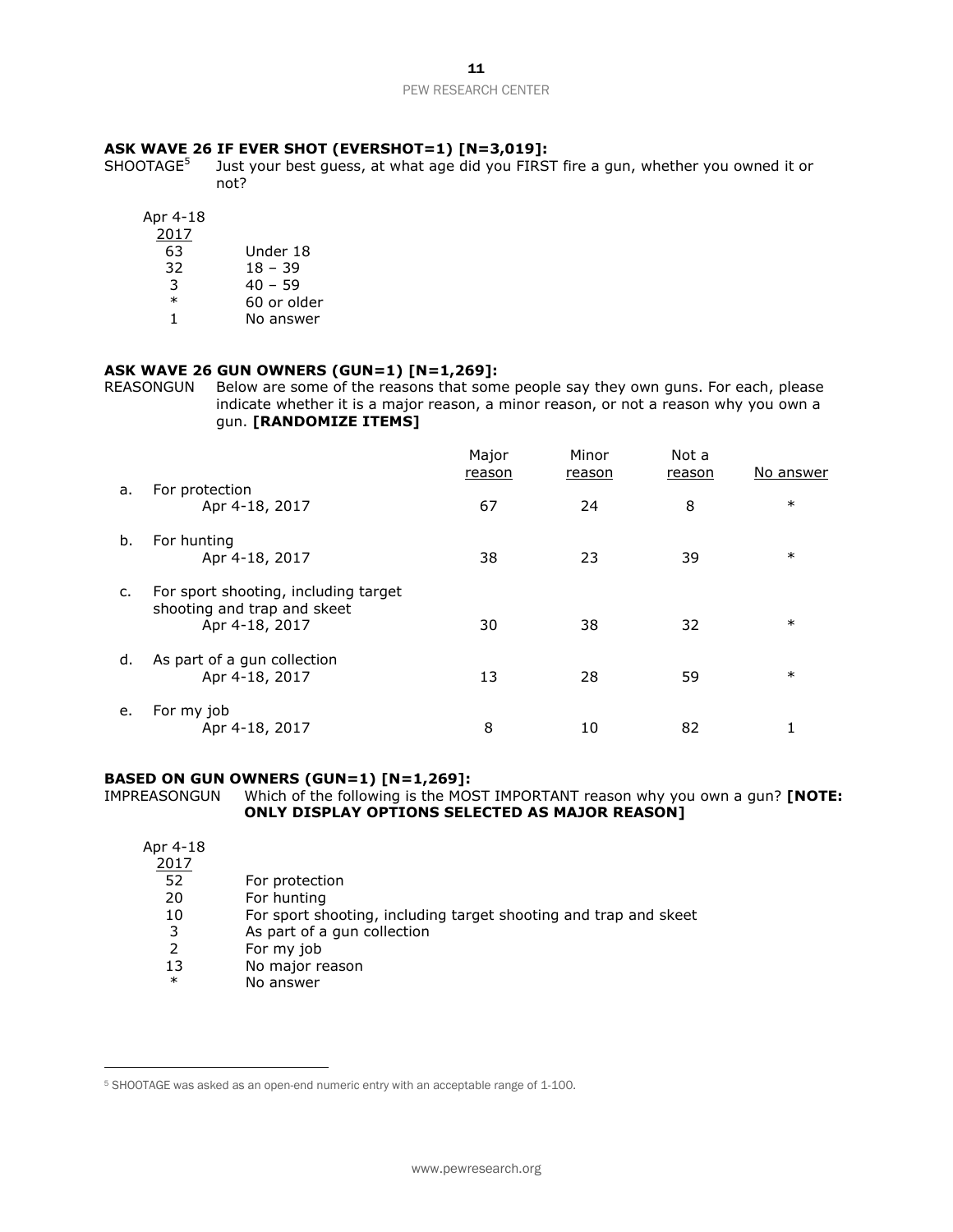**ASK WAVE 26 IF EVER SHOT (EVERSHOT=1) [N=3,019]:**

SHOOTAGE[5] Just your best guess, at what age did you FIRST fire a gun, whether you owned it or not?

| Apr 4-18 2017 | |
|---|---|
| 63 | Under 18 |
| 32 | 18 – 39 |
| 3 | 40 – 59 |
| * | 60 or older |
| 1 | No answer |

**ASK WAVE 26 GUN OWNERS (GUN=1) [N=1,269]:**

REASONGUN Below are some of the reasons that some people say they own guns. For each, please indicate whether it is a major reason, a minor reason, or not a reason why you own a gun. **[RANDOMIZE ITEMS]**

| | | Major reason | Minor reason | Not a reason | No answer |
|---|---|---|---|---|---|
| a. | For protection | | | | |
| | Apr 4-18, 2017 | 67 | 24 | 8 | * |
| b. | For hunting | | | | |
| | Apr 4-18, 2017 | 38 | 23 | 39 | * |
| c. | For sport shooting, including target shooting and trap and skeet | | | | |
| | Apr 4-18, 2017 | 30 | 38 | 32 | * |
| d. | As part of a gun collection | | | | |
| | Apr 4-18, 2017 | 13 | 28 | 59 | * |
| e. | For my job | | | | |
| | Apr 4-18, 2017 | 8 | 10 | 82 | 1 |

**BASED ON GUN OWNERS (GUN=1) [N=1,269]:**

IMPREASONGUN Which of the following is the MOST IMPORTANT reason why you own a gun? **[NOTE: ONLY DISPLAY OPTIONS SELECTED AS MAJOR REASON]**

| Apr 4-18 2017 | |
|---|---|
| 52 | For protection |
| 20 | For hunting |
| 10 | For sport shooting, including target shooting and trap and skeet |
| 3 | As part of a gun collection |
| 2 | For my job |
| 13 | No major reason |
| * | No answer |

[5] SHOOTAGE was asked as an open-end numeric entry with an acceptable range of 1-100.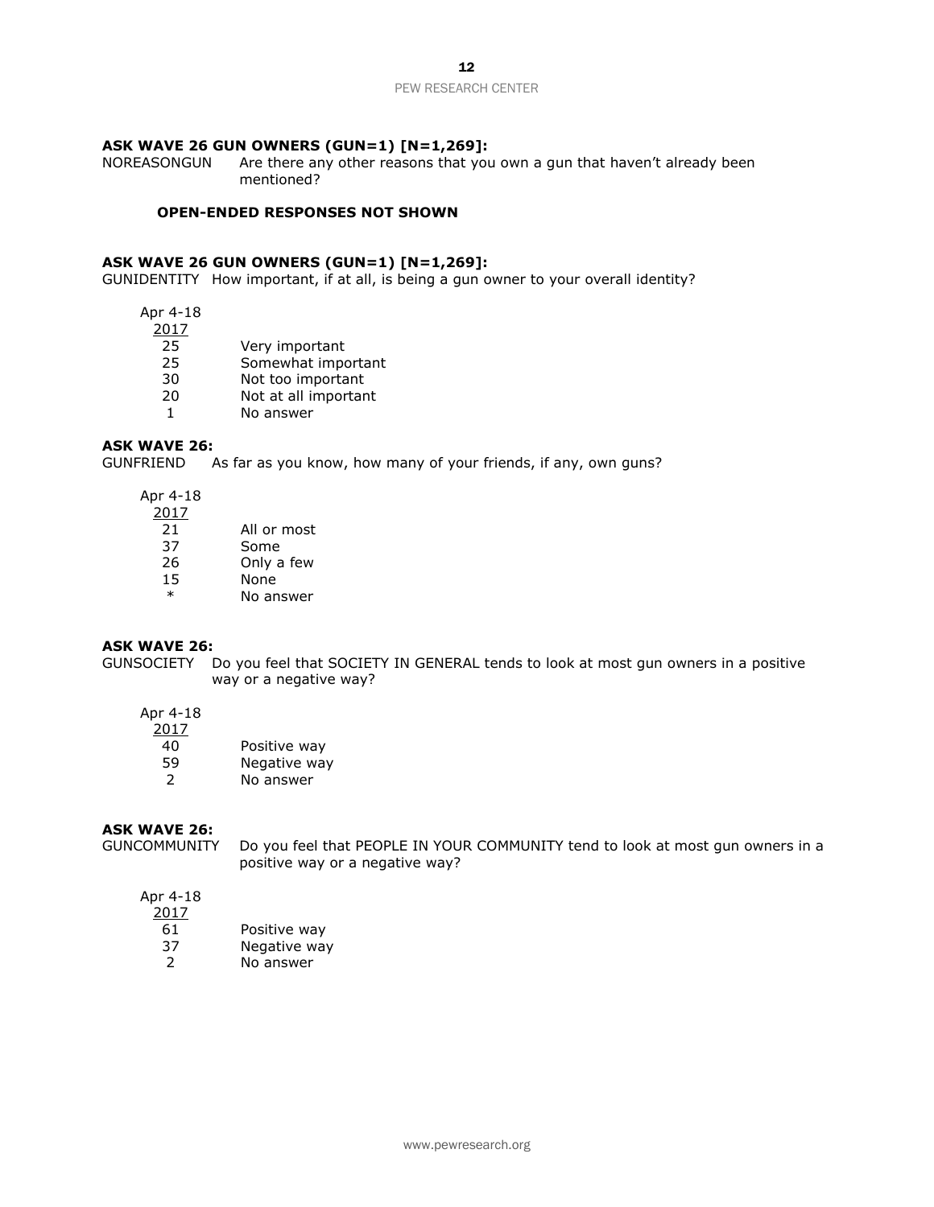**ASK WAVE 26 GUN OWNERS (GUN=1) [N=1,269]:**

NOREASONGUN Are there any other reasons that you own a gun that haven't already been mentioned?

**OPEN-ENDED RESPONSES NOT SHOWN**

**ASK WAVE 26 GUN OWNERS (GUN=1) [N=1,269]:**

GUNIDENTITY How important, if at all, is being a gun owner to your overall identity?

| Apr 4-18 2017 | |
|---|---|
| 25 | Very important |
| 25 | Somewhat important |
| 30 | Not too important |
| 20 | Not at all important |
| 1 | No answer |

**ASK WAVE 26:**

GUNFRIEND As far as you know, how many of your friends, if any, own guns?

| Apr 4-18 2017 | |
|---|---|
| 21 | All or most |
| 37 | Some |
| 26 | Only a few |
| 15 | None |
| * | No answer |

**ASK WAVE 26:**

GUNSOCIETY Do you feel that SOCIETY IN GENERAL tends to look at most gun owners in a positive way or a negative way?

| Apr 4-18 2017 | |
|---|---|
| 40 | Positive way |
| 59 | Negative way |
| 2 | No answer |

**ASK WAVE 26:**

GUNCOMMUNITY Do you feel that PEOPLE IN YOUR COMMUNITY tend to look at most gun owners in a positive way or a negative way?

| Apr 4-18 2017 | |
|---|---|
| 61 | Positive way |
| 37 | Negative way |
| 2 | No answer |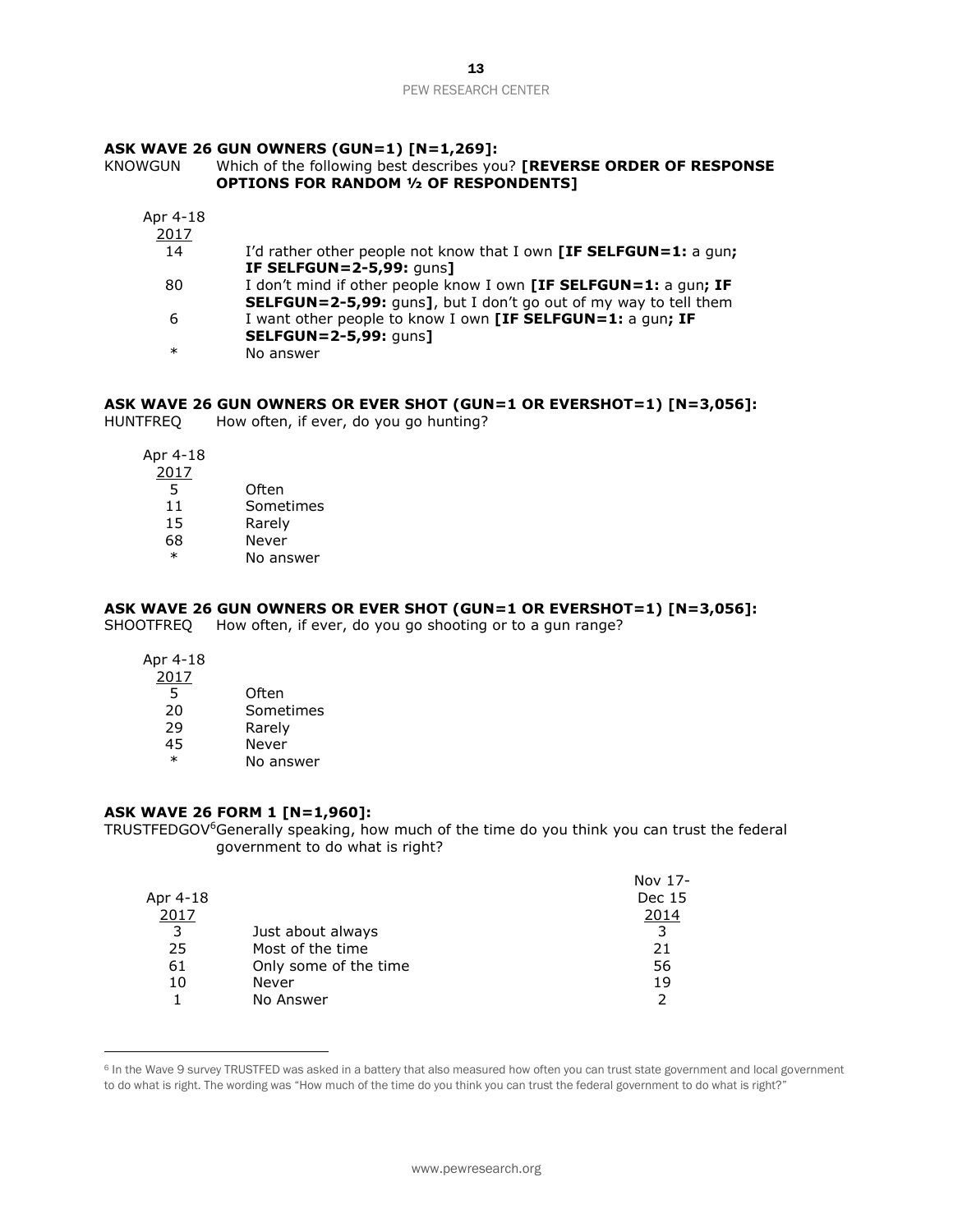**ASK WAVE 26 GUN OWNERS (GUN=1) [N=1,269]:**

KNOWGUN Which of the following best describes you? **[REVERSE ORDER OF RESPONSE OPTIONS FOR RANDOM ½ OF RESPONDENTS]**

| Apr 4-18 2017 | |
|---|---|
| 14 | I'd rather other people not know that I own **[IF SELFGUN=1:** a gun**; IF SELFGUN=2-5,99:** guns**]** |
| 80 | I don't mind if other people know I own **[IF SELFGUN=1:** a gun**; IF SELFGUN=2-5,99:** guns**]**, but I don't go out of my way to tell them |
| 6 | I want other people to know I own **[IF SELFGUN=1:** a gun**; IF SELFGUN=2-5,99:** guns**]** |
| * | No answer |

**ASK WAVE 26 GUN OWNERS OR EVER SHOT (GUN=1 OR EVERSHOT=1) [N=3,056]:**

HUNTFREQ How often, if ever, do you go hunting?

| Apr 4-18 2017 | |
|---|---|
| 5 | Often |
| 11 | Sometimes |
| 15 | Rarely |
| 68 | Never |
| * | No answer |

**ASK WAVE 26 GUN OWNERS OR EVER SHOT (GUN=1 OR EVERSHOT=1) [N=3,056]:**

SHOOTFREQ How often, if ever, do you go shooting or to a gun range?

| Apr 4-18 2017 | |
|---|---|
| 5 | Often |
| 20 | Sometimes |
| 29 | Rarely |
| 45 | Never |
| * | No answer |

**ASK WAVE 26 FORM 1 [N=1,960]:**

TRUSTFEDGOV[6] Generally speaking, how much of the time do you think you can trust the federal government to do what is right?

| Apr 4-18 2017 | | Nov 17-Dec 15 2014 |
|---|---|---|
| 3 | Just about always | 3 |
| 25 | Most of the time | 21 |
| 61 | Only some of the time | 56 |
| 10 | Never | 19 |
| 1 | No Answer | 2 |

[6] In the Wave 9 survey TRUSTFED was asked in a battery that also measured how often you can trust state government and local government to do what is right. The wording was "How much of the time do you think you can trust the federal government to do what is right?"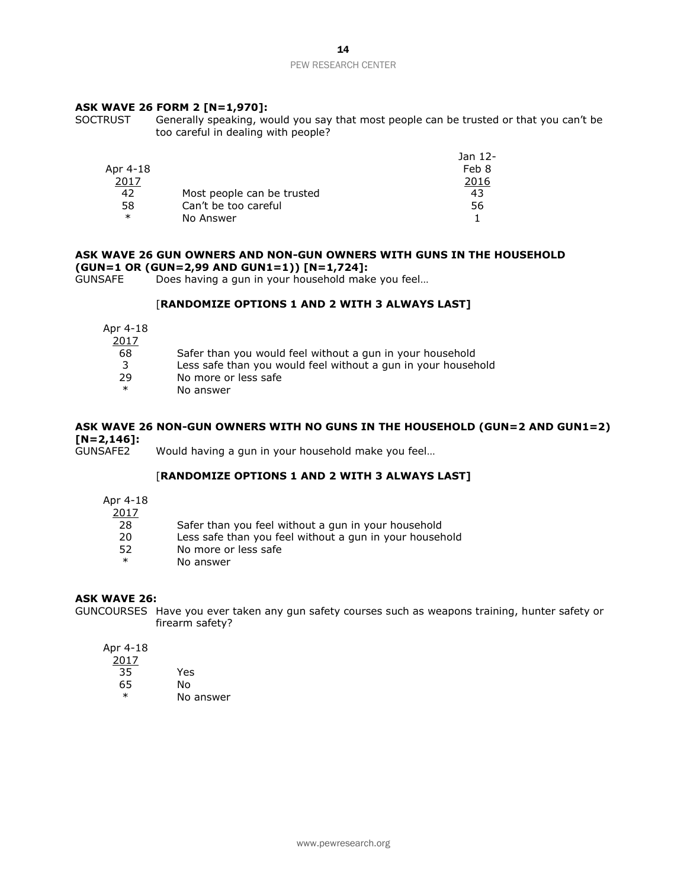**ASK WAVE 26 FORM 2 [N=1,970]:**

SOCTRUST Generally speaking, would you say that most people can be trusted or that you can't be too careful in dealing with people?

| Apr 4-18 2017 | | Jan 12-Feb 8 2016 |
|---|---|---|
| 42 | Most people can be trusted | 43 |
| 58 | Can't be too careful | 56 |
| * | No Answer | 1 |

**ASK WAVE 26 GUN OWNERS AND NON-GUN OWNERS WITH GUNS IN THE HOUSEHOLD (GUN=1 OR (GUN=2,99 AND GUN1=1)) [N=1,724]:**

GUNSAFE Does having a gun in your household make you feel…

**[RANDOMIZE OPTIONS 1 AND 2 WITH 3 ALWAYS LAST]**

| Apr 4-18 2017 | |
|---|---|
| 68 | Safer than you would feel without a gun in your household |
| 3 | Less safe than you would feel without a gun in your household |
| 29 | No more or less safe |
| * | No answer |

**ASK WAVE 26 NON-GUN OWNERS WITH NO GUNS IN THE HOUSEHOLD (GUN=2 AND GUN1=2) [N=2,146]:**

GUNSAFE2 Would having a gun in your household make you feel…

**[RANDOMIZE OPTIONS 1 AND 2 WITH 3 ALWAYS LAST]**

| Apr 4-18 2017 | |
|---|---|
| 28 | Safer than you feel without a gun in your household |
| 20 | Less safe than you feel without a gun in your household |
| 52 | No more or less safe |
| * | No answer |

**ASK WAVE 26:**

GUNCOURSES Have you ever taken any gun safety courses such as weapons training, hunter safety or firearm safety?

| Apr 4-18 2017 | |
|---|---|
| 35 | Yes |
| 65 | No |
| * | No answer |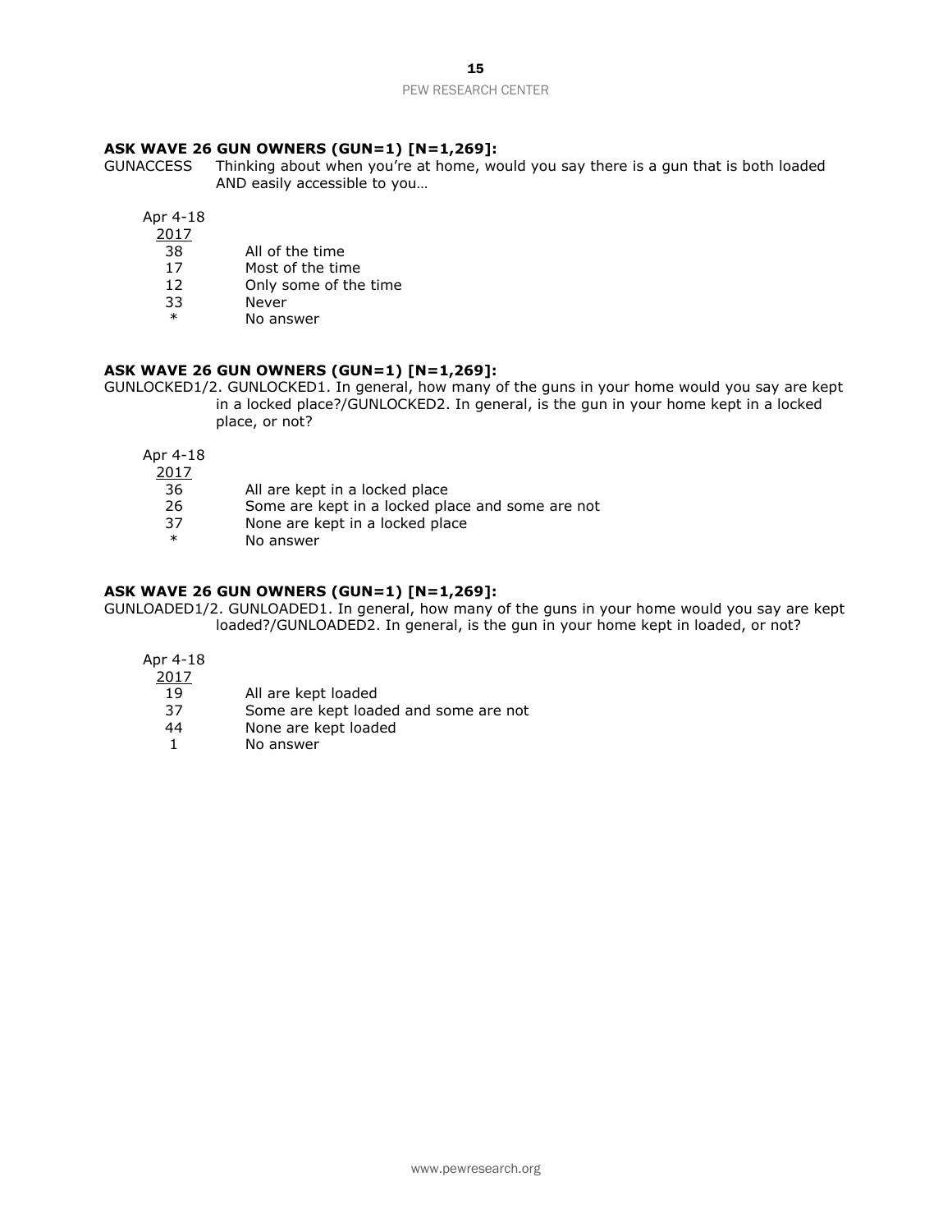**ASK WAVE 26 GUN OWNERS (GUN=1) [N=1,269]:**

GUNACCESS Thinking about when you're at home, would you say there is a gun that is both loaded AND easily accessible to you…

| Apr 4-18 2017 | |
|---|---|
| 38 | All of the time |
| 17 | Most of the time |
| 12 | Only some of the time |
| 33 | Never |
| * | No answer |

**ASK WAVE 26 GUN OWNERS (GUN=1) [N=1,269]:**

GUNLOCKED1/2. GUNLOCKED1. In general, how many of the guns in your home would you say are kept in a locked place?/GUNLOCKED2. In general, is the gun in your home kept in a locked place, or not?

| Apr 4-18 2017 | |
|---|---|
| 36 | All are kept in a locked place |
| 26 | Some are kept in a locked place and some are not |
| 37 | None are kept in a locked place |
| * | No answer |

**ASK WAVE 26 GUN OWNERS (GUN=1) [N=1,269]:**

GUNLOADED1/2. GUNLOADED1. In general, how many of the guns in your home would you say are kept loaded?/GUNLOADED2. In general, is the gun in your home kept in loaded, or not?

| Apr 4-18 2017 | |
|---|---|
| 19 | All are kept loaded |
| 37 | Some are kept loaded and some are not |
| 44 | None are kept loaded |
| 1 | No answer |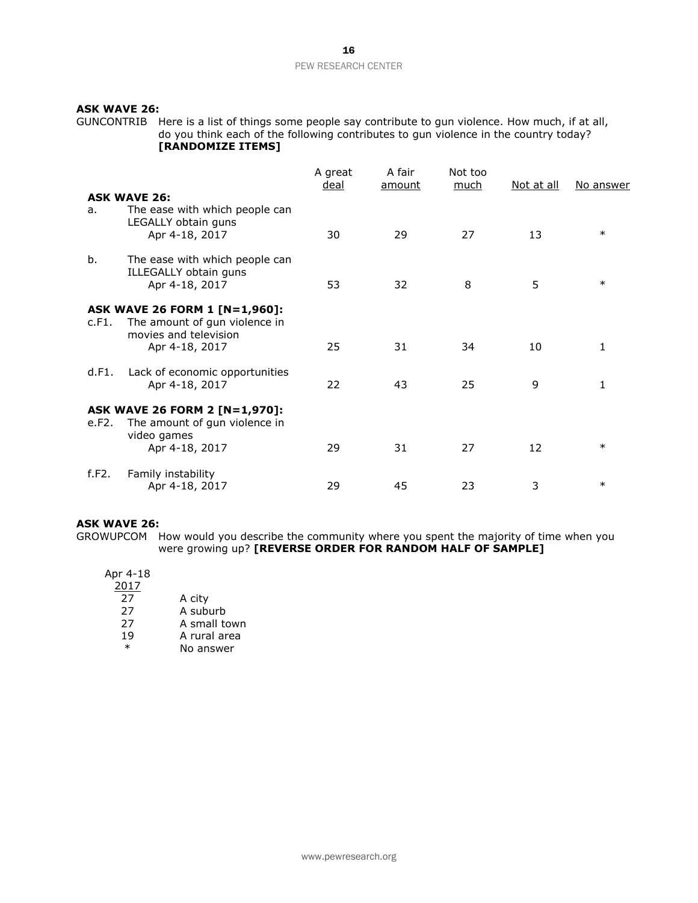**ASK WAVE 26:**

GUNCONTRIB Here is a list of things some people say contribute to gun violence. How much, if at all, do you think each of the following contributes to gun violence in the country today? **[RANDOMIZE ITEMS]**

| | | A great deal | A fair amount | Not too much | Not at all | No answer |
|---|---|---|---|---|---|---|
| **ASK WAVE 26:** | | | | | | |
| a. | The ease with which people can LEGALLY obtain guns | | | | | |
| | Apr 4-18, 2017 | 30 | 29 | 27 | 13 | * |
| b. | The ease with which people can ILLEGALLY obtain guns | | | | | |
| | Apr 4-18, 2017 | 53 | 32 | 8 | 5 | * |
| **ASK WAVE 26 FORM 1 [N=1,960]:** | | | | | | |
| c.F1. | The amount of gun violence in movies and television | | | | | |
| | Apr 4-18, 2017 | 25 | 31 | 34 | 10 | 1 |
| d.F1. | Lack of economic opportunities | | | | | |
| | Apr 4-18, 2017 | 22 | 43 | 25 | 9 | 1 |
| **ASK WAVE 26 FORM 2 [N=1,970]:** | | | | | | |
| e.F2. | The amount of gun violence in video games | | | | | |
| | Apr 4-18, 2017 | 29 | 31 | 27 | 12 | * |
| f.F2. | Family instability | | | | | |
| | Apr 4-18, 2017 | 29 | 45 | 23 | 3 | * |

**ASK WAVE 26:**

GROWUPCOM How would you describe the community where you spent the majority of time when you were growing up? **[REVERSE ORDER FOR RANDOM HALF OF SAMPLE]**

| Apr 4-18 2017 | |
|---|---|
| 27 | A city |
| 27 | A suburb |
| 27 | A small town |
| 19 | A rural area |
| * | No answer |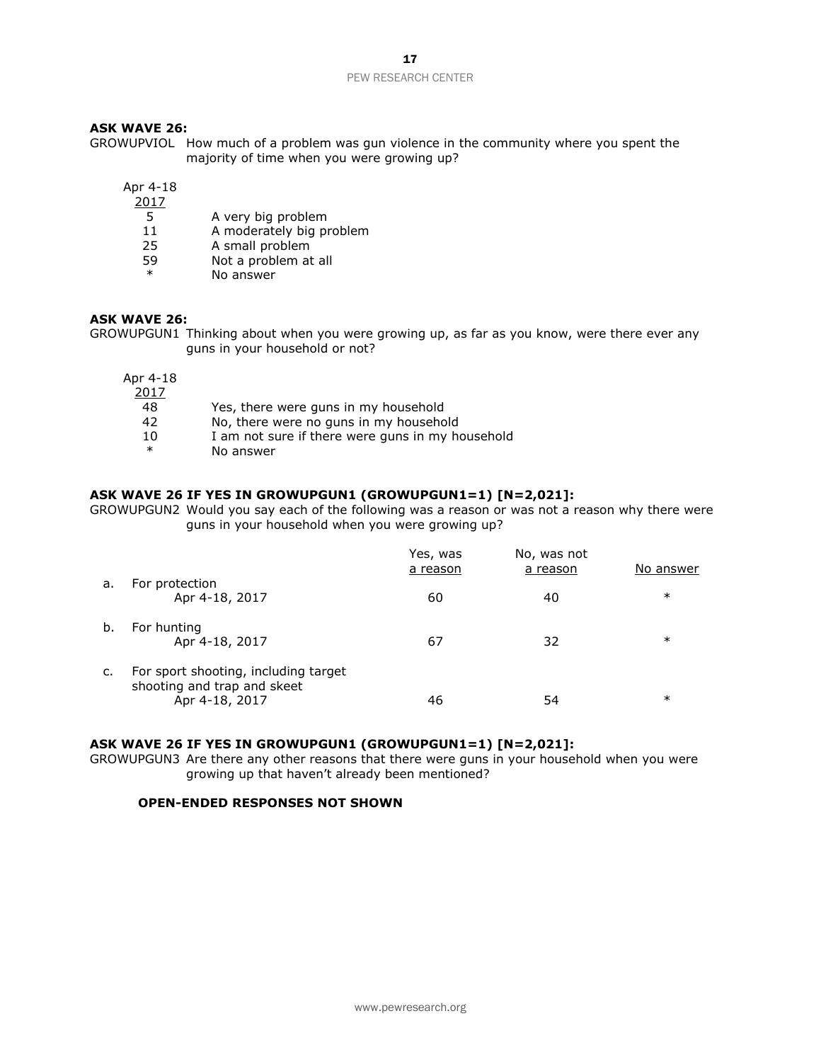**ASK WAVE 26:**

GROWUPVIOL How much of a problem was gun violence in the community where you spent the majority of time when you were growing up?

| Apr 4-18 2017 | |
|---|---|
| 5 | A very big problem |
| 11 | A moderately big problem |
| 25 | A small problem |
| 59 | Not a problem at all |
| * | No answer |

**ASK WAVE 26:**

GROWUPGUN1 Thinking about when you were growing up, as far as you know, were there ever any guns in your household or not?

| Apr 4-18 2017 | |
|---|---|
| 48 | Yes, there were guns in my household |
| 42 | No, there were no guns in my household |
| 10 | I am not sure if there were guns in my household |
| * | No answer |

**ASK WAVE 26 IF YES IN GROWUPGUN1 (GROWUPGUN1=1) [N=2,021]:**

GROWUPGUN2 Would you say each of the following was a reason or was not a reason why there were guns in your household when you were growing up?

| | | Yes, was a reason | No, was not a reason | No answer |
|---|---|---|---|---|
| a. | For protection | | | |
| | Apr 4-18, 2017 | 60 | 40 | * |
| b. | For hunting | | | |
| | Apr 4-18, 2017 | 67 | 32 | * |
| c. | For sport shooting, including target shooting and trap and skeet | | | |
| | Apr 4-18, 2017 | 46 | 54 | * |

**ASK WAVE 26 IF YES IN GROWUPGUN1 (GROWUPGUN1=1) [N=2,021]:**

GROWUPGUN3 Are there any other reasons that there were guns in your household when you were growing up that haven't already been mentioned?

**OPEN-ENDED RESPONSES NOT SHOWN**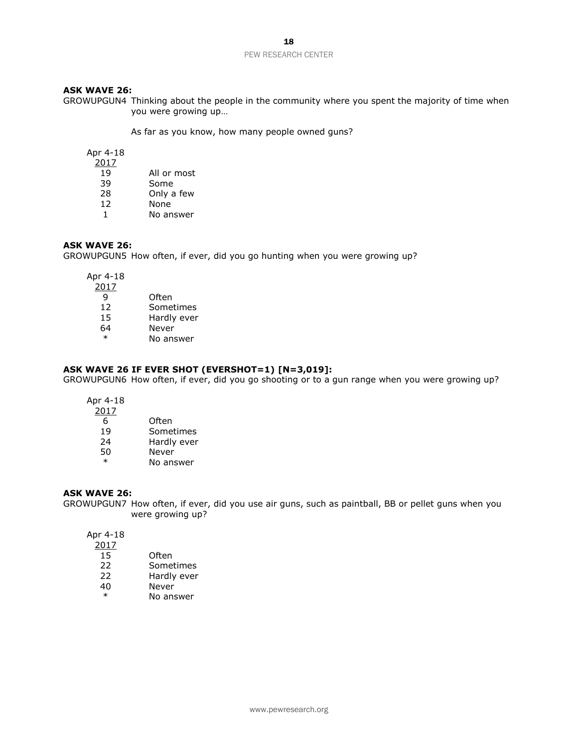**ASK WAVE 26:**

GROWUPGUN4 Thinking about the people in the community where you spent the majority of time when you were growing up…

As far as you know, how many people owned guns?

| Apr 4-18 2017 | |
|---|---|
| 19 | All or most |
| 39 | Some |
| 28 | Only a few |
| 12 | None |
| 1 | No answer |

**ASK WAVE 26:**

GROWUPGUN5 How often, if ever, did you go hunting when you were growing up?

| Apr 4-18 2017 | |
|---|---|
| 9 | Often |
| 12 | Sometimes |
| 15 | Hardly ever |
| 64 | Never |
| * | No answer |

**ASK WAVE 26 IF EVER SHOT (EVERSHOT=1) [N=3,019]:**

GROWUPGUN6 How often, if ever, did you go shooting or to a gun range when you were growing up?

| Apr 4-18 2017 | |
|---|---|
| 6 | Often |
| 19 | Sometimes |
| 24 | Hardly ever |
| 50 | Never |
| * | No answer |

**ASK WAVE 26:**

GROWUPGUN7 How often, if ever, did you use air guns, such as paintball, BB or pellet guns when you were growing up?

| Apr 4-18 2017 | |
|---|---|
| 15 | Often |
| 22 | Sometimes |
| 22 | Hardly ever |
| 40 | Never |
| * | No answer |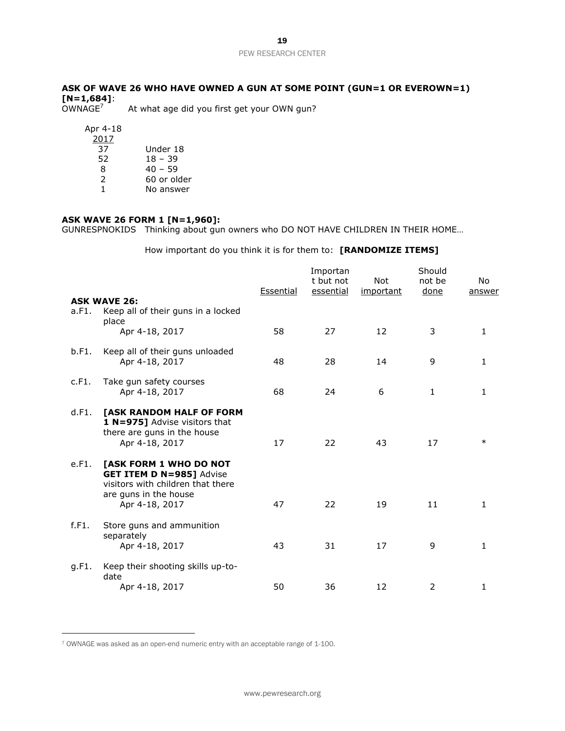**ASK OF WAVE 26 WHO HAVE OWNED A GUN AT SOME POINT (GUN=1 OR EVEROWN=1) [N=1,684]**:

OWNAGE[7] At what age did you first get your OWN gun?

| Apr 4-18 2017 | |
|---|---|
| 37 | Under 18 |
| 52 | 18 – 39 |
| 8 | 40 – 59 |
| 2 | 60 or older |
| 1 | No answer |

**ASK WAVE 26 FORM 1 [N=1,960]:**

GUNRESPNOKIDS Thinking about gun owners who DO NOT HAVE CHILDREN IN THEIR HOME…

How important do you think it is for them to: **[RANDOMIZE ITEMS]**

| | | Essential | Important but not essential | Not important | Should not be done | No answer |
|---|---|---|---|---|---|---|
| **ASK WAVE 26:** | | | | | | |
| a.F1. | Keep all of their guns in a locked place | | | | | |
| | Apr 4-18, 2017 | 58 | 27 | 12 | 3 | 1 |
| b.F1. | Keep all of their guns unloaded | | | | | |
| | Apr 4-18, 2017 | 48 | 28 | 14 | 9 | 1 |
| c.F1. | Take gun safety courses | | | | | |
| | Apr 4-18, 2017 | 68 | 24 | 6 | 1 | 1 |
| d.F1. | **[ASK RANDOM HALF OF FORM 1 N=975]** Advise visitors that there are guns in the house | | | | | |
| | Apr 4-18, 2017 | 17 | 22 | 43 | 17 | * |
| e.F1. | **[ASK FORM 1 WHO DO NOT GET ITEM D N=985]** Advise visitors with children that there are guns in the house | | | | | |
| | Apr 4-18, 2017 | 47 | 22 | 19 | 11 | 1 |
| f.F1. | Store guns and ammunition separately | | | | | |
| | Apr 4-18, 2017 | 43 | 31 | 17 | 9 | 1 |
| g.F1. | Keep their shooting skills up-to-date | | | | | |
| | Apr 4-18, 2017 | 50 | 36 | 12 | 2 | 1 |

[7] OWNAGE was asked as an open-end numeric entry with an acceptable range of 1-100.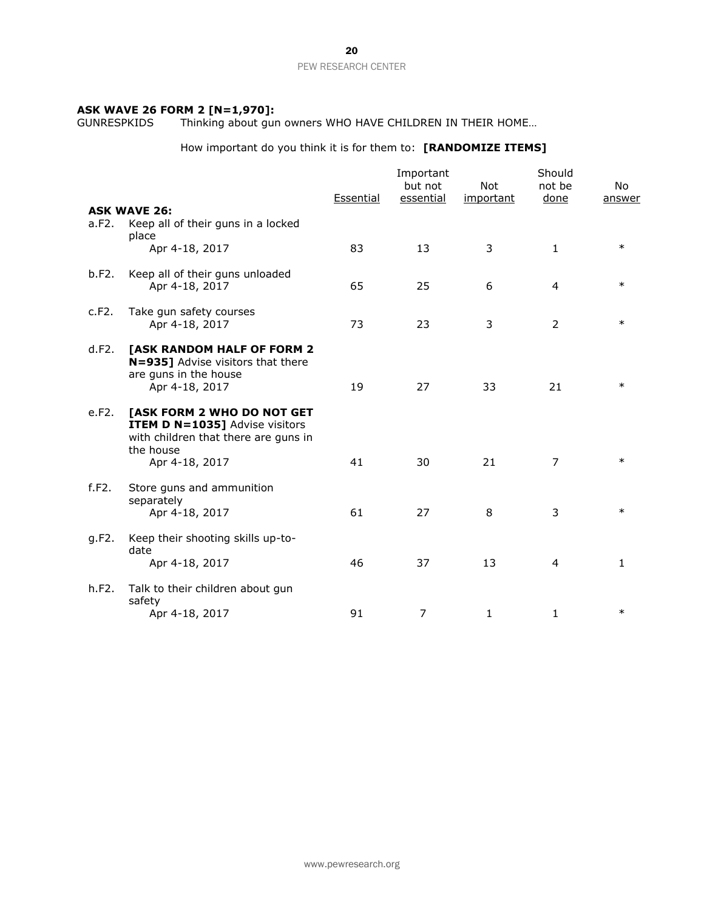**ASK WAVE 26 FORM 2 [N=1,970]:**

GUNRESPKIDS Thinking about gun owners WHO HAVE CHILDREN IN THEIR HOME…

How important do you think it is for them to: **[RANDOMIZE ITEMS]**

| | | Essential | Important but not essential | Not important | Should not be done | No answer |
|---|---|---|---|---|---|---|
| | **ASK WAVE 26:** | | | | | |
| a.F2. | Keep all of their guns in a locked place | | | | | |
| | Apr 4-18, 2017 | 83 | 13 | 3 | 1 | * |
| b.F2. | Keep all of their guns unloaded | | | | | |
| | Apr 4-18, 2017 | 65 | 25 | 6 | 4 | * |
| c.F2. | Take gun safety courses | | | | | |
| | Apr 4-18, 2017 | 73 | 23 | 3 | 2 | * |
| d.F2. | **[ASK RANDOM HALF OF FORM 2 N=935]** Advise visitors that there are guns in the house | | | | | |
| | Apr 4-18, 2017 | 19 | 27 | 33 | 21 | * |
| e.F2. | **[ASK FORM 2 WHO DO NOT GET ITEM D N=1035]** Advise visitors with children that there are guns in the house | | | | | |
| | Apr 4-18, 2017 | 41 | 30 | 21 | 7 | * |
| f.F2. | Store guns and ammunition separately | | | | | |
| | Apr 4-18, 2017 | 61 | 27 | 8 | 3 | * |
| g.F2. | Keep their shooting skills up-to-date | | | | | |
| | Apr 4-18, 2017 | 46 | 37 | 13 | 4 | 1 |
| h.F2. | Talk to their children about gun safety | | | | | |
| | Apr 4-18, 2017 | 91 | 7 | 1 | 1 | * |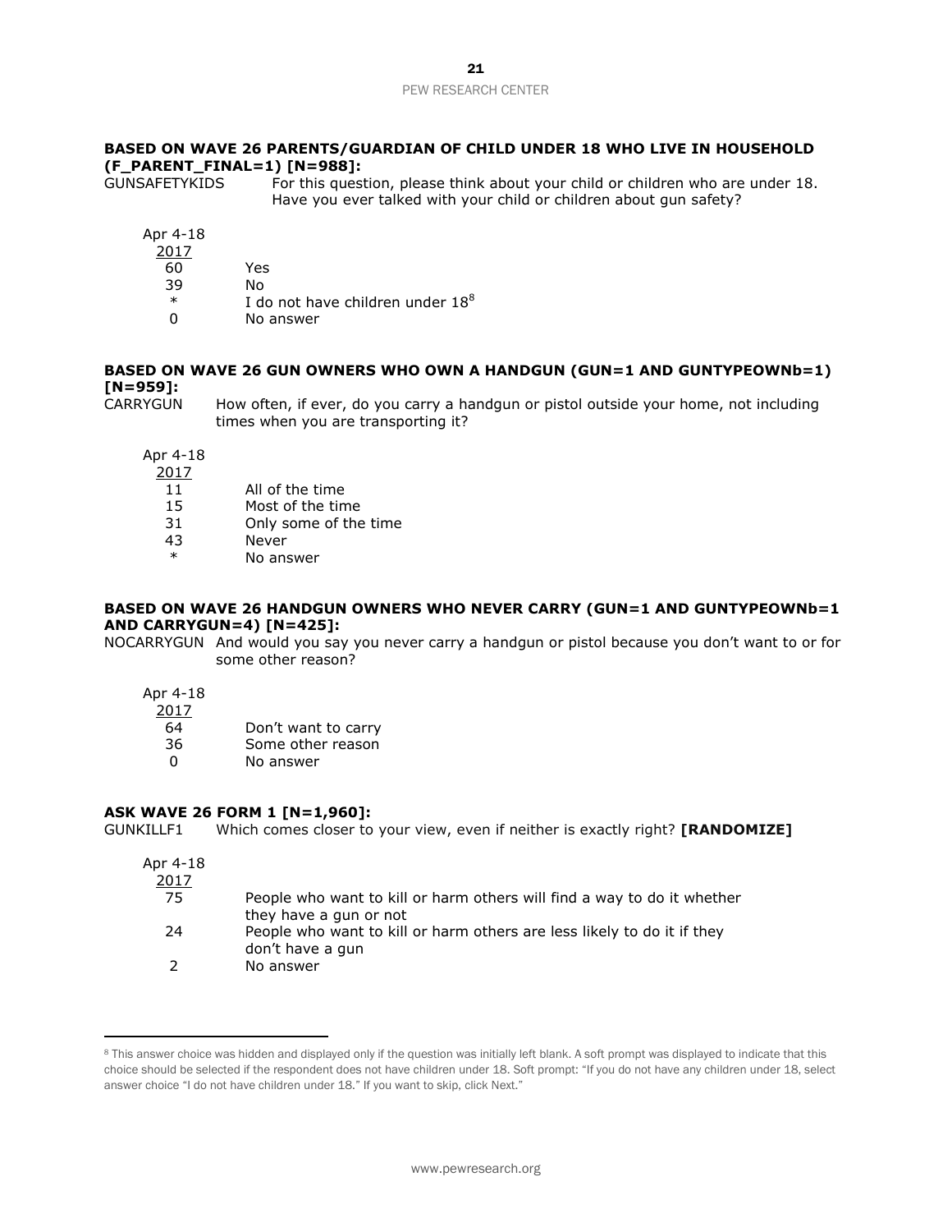**BASED ON WAVE 26 PARENTS/GUARDIAN OF CHILD UNDER 18 WHO LIVE IN HOUSEHOLD (F_PARENT_FINAL=1) [N=988]:**

GUNSAFETYKIDS For this question, please think about your child or children who are under 18. Have you ever talked with your child or children about gun safety?

| Apr 4-18 2017 | |
|---|---|
| 60 | Yes |
| 39 | No |
| * | I do not have children under 18[8] |
| 0 | No answer |

**BASED ON WAVE 26 GUN OWNERS WHO OWN A HANDGUN (GUN=1 AND GUNTYPEOWNb=1) [N=959]:**

CARRYGUN How often, if ever, do you carry a handgun or pistol outside your home, not including times when you are transporting it?

| Apr 4-18 2017 | |
|---|---|
| 11 | All of the time |
| 15 | Most of the time |
| 31 | Only some of the time |
| 43 | Never |
| * | No answer |

**BASED ON WAVE 26 HANDGUN OWNERS WHO NEVER CARRY (GUN=1 AND GUNTYPEOWNb=1 AND CARRYGUN=4) [N=425]:**

NOCARRYGUN And would you say you never carry a handgun or pistol because you don't want to or for some other reason?

| Apr 4-18 2017 | |
|---|---|
| 64 | Don't want to carry |
| 36 | Some other reason |
| 0 | No answer |

**ASK WAVE 26 FORM 1 [N=1,960]:**

GUNKILLF1 Which comes closer to your view, even if neither is exactly right? **[RANDOMIZE]**

| Apr 4-18 2017 | |
|---|---|
| 75 | People who want to kill or harm others will find a way to do it whether they have a gun or not |
| 24 | People who want to kill or harm others are less likely to do it if they don't have a gun |
| 2 | No answer |

---

[8] This answer choice was hidden and displayed only if the question was initially left blank. A soft prompt was displayed to indicate that this choice should be selected if the respondent does not have children under 18. Soft prompt: "If you do not have any children under 18, select answer choice "I do not have children under 18." If you want to skip, click Next."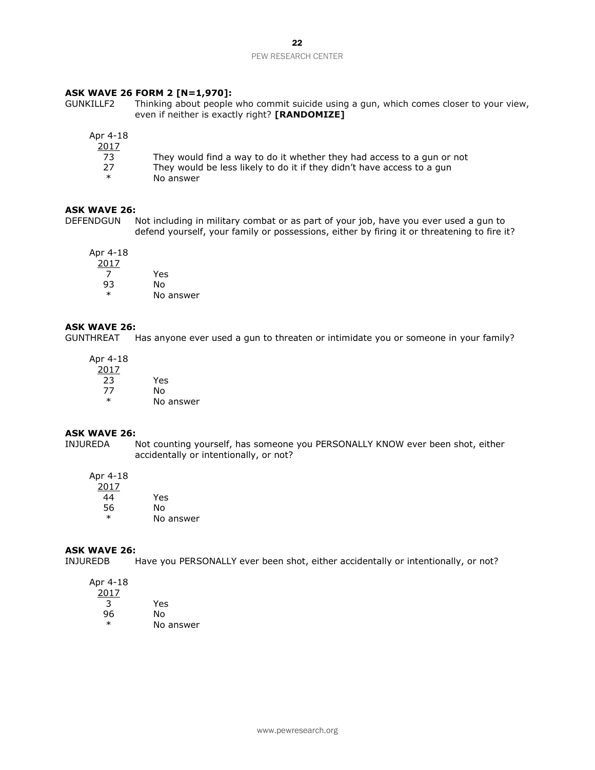**ASK WAVE 26 FORM 2 [N=1,970]:**

GUNKILLF2 Thinking about people who commit suicide using a gun, which comes closer to your view, even if neither is exactly right? **[RANDOMIZE]**

| Apr 4-18 2017 | |
|---|---|
| 73 | They would find a way to do it whether they had access to a gun or not |
| 27 | They would be less likely to do it if they didn't have access to a gun |
| * | No answer |

**ASK WAVE 26:**

DEFENDGUN Not including in military combat or as part of your job, have you ever used a gun to defend yourself, your family or possessions, either by firing it or threatening to fire it?

| Apr 4-18 2017 | |
|---|---|
| 7 | Yes |
| 93 | No |
| * | No answer |

**ASK WAVE 26:**

GUNTHREAT Has anyone ever used a gun to threaten or intimidate you or someone in your family?

| Apr 4-18 2017 | |
|---|---|
| 23 | Yes |
| 77 | No |
| * | No answer |

**ASK WAVE 26:**

INJUREDA Not counting yourself, has someone you PERSONALLY KNOW ever been shot, either accidentally or intentionally, or not?

| Apr 4-18 2017 | |
|---|---|
| 44 | Yes |
| 56 | No |
| * | No answer |

**ASK WAVE 26:**

INJUREDB Have you PERSONALLY ever been shot, either accidentally or intentionally, or not?

| Apr 4-18 2017 | |
|---|---|
| 3 | Yes |
| 96 | No |
| * | No answer |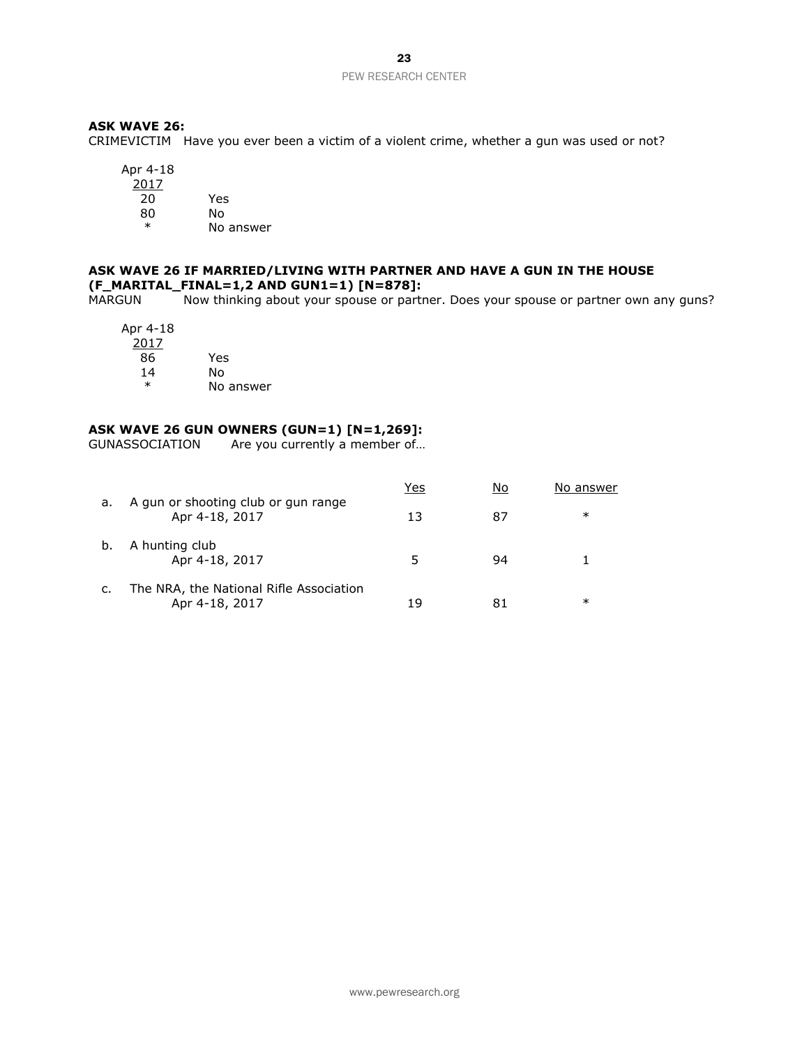**ASK WAVE 26:**
CRIMEVICTIM Have you ever been a victim of a violent crime, whether a gun was used or not?

| Apr 4-18 2017 | |
|---|---|
| 20 | Yes |
| 80 | No |
| * | No answer |

**ASK WAVE 26 IF MARRIED/LIVING WITH PARTNER AND HAVE A GUN IN THE HOUSE (F_MARITAL_FINAL=1,2 AND GUN1=1) [N=878]:**
MARGUN Now thinking about your spouse or partner. Does your spouse or partner own any guns?

| Apr 4-18 2017 | |
|---|---|
| 86 | Yes |
| 14 | No |
| * | No answer |

**ASK WAVE 26 GUN OWNERS (GUN=1) [N=1,269]:**
GUNASSOCIATION Are you currently a member of…

| | Yes | No | No answer |
|---|---|---|---|
| a. A gun or shooting club or gun range | | | |
| Apr 4-18, 2017 | 13 | 87 | * |
| b. A hunting club | | | |
| Apr 4-18, 2017 | 5 | 94 | 1 |
| c. The NRA, the National Rifle Association | | | |
| Apr 4-18, 2017 | 19 | 81 | * |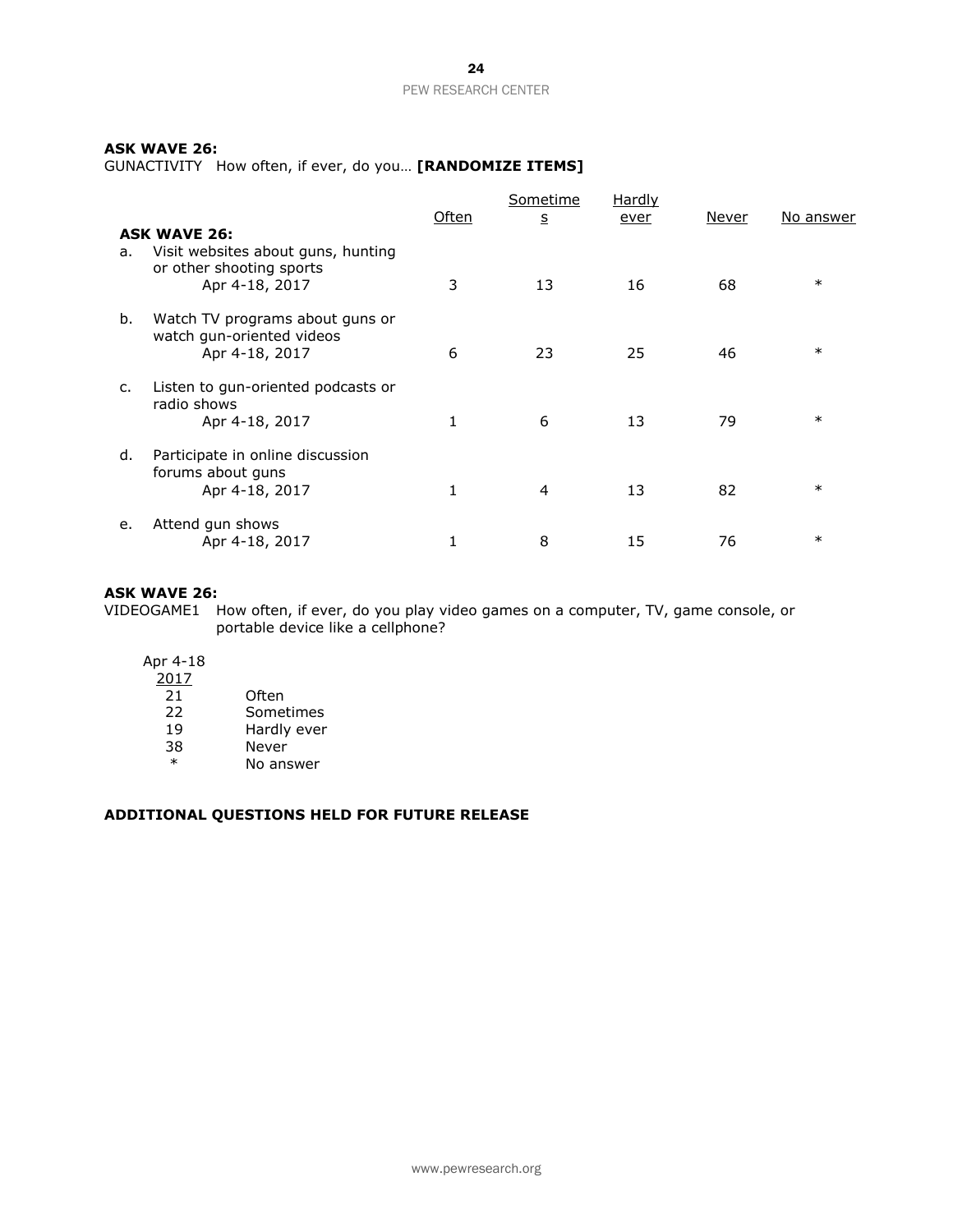**ASK WAVE 26:**
GUNACTIVITY How often, if ever, do you… **[RANDOMIZE ITEMS]**

| | Often | Sometimes | Hardly ever | Never | No answer |
|---|---|---|---|---|---|
| **ASK WAVE 26:** | | | | | |
| a. Visit websites about guns, hunting or other shooting sports | | | | | |
| Apr 4-18, 2017 | 3 | 13 | 16 | 68 | * |
| b. Watch TV programs about guns or watch gun-oriented videos | | | | | |
| Apr 4-18, 2017 | 6 | 23 | 25 | 46 | * |
| c. Listen to gun-oriented podcasts or radio shows | | | | | |
| Apr 4-18, 2017 | 1 | 6 | 13 | 79 | * |
| d. Participate in online discussion forums about guns | | | | | |
| Apr 4-18, 2017 | 1 | 4 | 13 | 82 | * |
| e. Attend gun shows | | | | | |
| Apr 4-18, 2017 | 1 | 8 | 15 | 76 | * |

**ASK WAVE 26:**
VIDEOGAME1 How often, if ever, do you play video games on a computer, TV, game console, or portable device like a cellphone?

| Apr 4-18 2017 | |
|---|---|
| 21 | Often |
| 22 | Sometimes |
| 19 | Hardly ever |
| 38 | Never |
| * | No answer |

**ADDITIONAL QUESTIONS HELD FOR FUTURE RELEASE**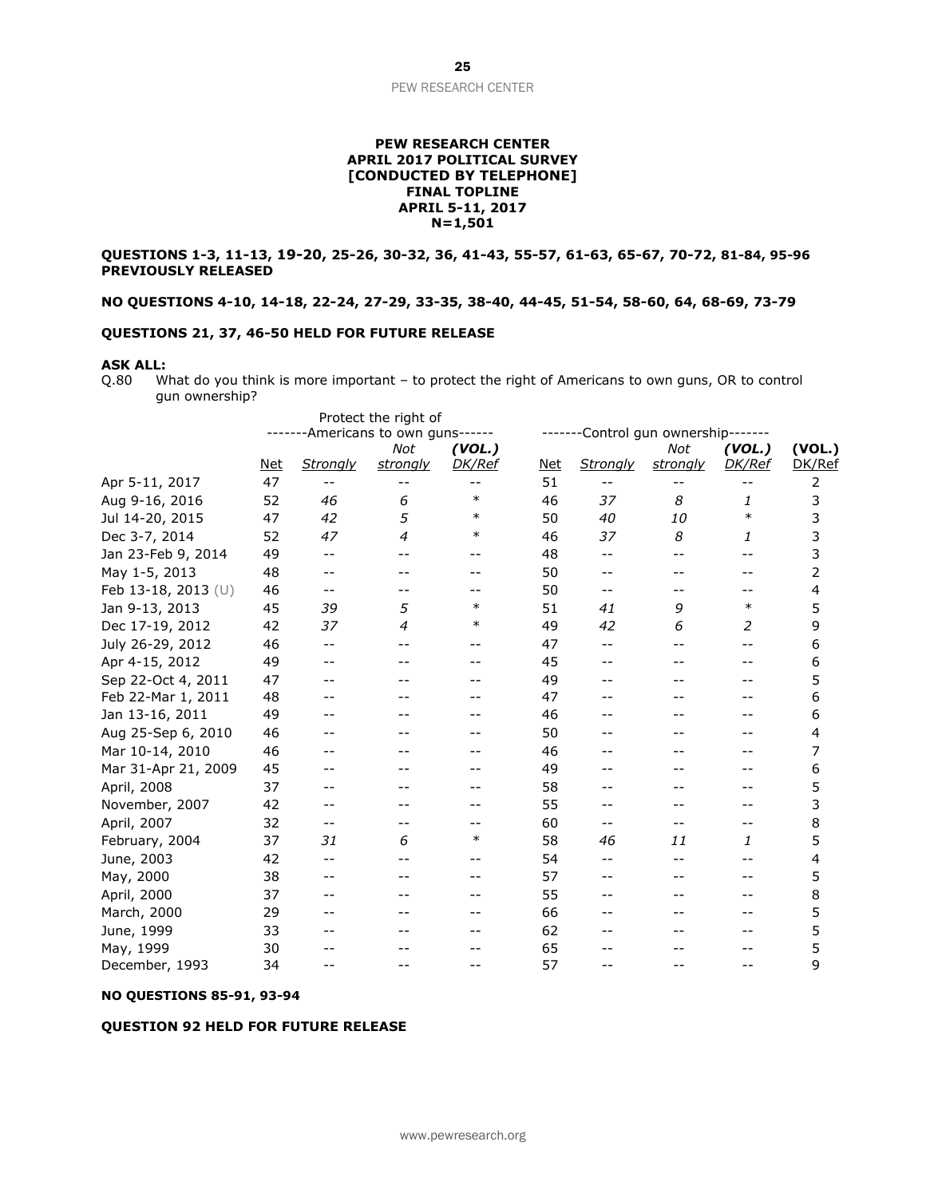**PEW RESEARCH CENTER**
**APRIL 2017 POLITICAL SURVEY**
**[CONDUCTED BY TELEPHONE]**
**FINAL TOPLINE**
**APRIL 5-11, 2017**
**N=1,501**

**QUESTIONS 1-3, 11-13, 19-20, 25-26, 30-32, 36, 41-43, 55-57, 61-63, 65-67, 70-72, 81-84, 95-96 PREVIOUSLY RELEASED**

**NO QUESTIONS 4-10, 14-18, 22-24, 27-29, 33-35, 38-40, 44-45, 51-54, 58-60, 64, 68-69, 73-79**

**QUESTIONS 21, 37, 46-50 HELD FOR FUTURE RELEASE**

**ASK ALL:**
Q.80 What do you think is more important – to protect the right of Americans to own guns, OR to control gun ownership?

| | Protect the right of Americans to own guns | | | | Control gun ownership | | | | |
|---|---|---|---|---|---|---|---|---|---|
| | Net | *Strongly* | *Not strongly* | *(VOL.) DK/Ref* | Net | *Strongly* | *Not strongly* | *(VOL.) DK/Ref* | (VOL.) DK/Ref |
| Apr 5-11, 2017 | 47 | -- | -- | -- | 51 | -- | -- | -- | 2 |
| Aug 9-16, 2016 | 52 | *46* | *6* | * | 46 | *37* | *8* | *1* | 3 |
| Jul 14-20, 2015 | 47 | *42* | *5* | * | 50 | *40* | *10* | * | 3 |
| Dec 3-7, 2014 | 52 | *47* | *4* | * | 46 | *37* | *8* | *1* | 3 |
| Jan 23-Feb 9, 2014 | 49 | -- | -- | -- | 48 | -- | -- | -- | 3 |
| May 1-5, 2013 | 48 | -- | -- | -- | 50 | -- | -- | -- | 2 |
| Feb 13-18, 2013 (U) | 46 | -- | -- | -- | 50 | -- | -- | -- | 4 |
| Jan 9-13, 2013 | 45 | *39* | *5* | * | 51 | *41* | *9* | * | 5 |
| Dec 17-19, 2012 | 42 | *37* | *4* | * | 49 | *42* | *6* | *2* | 9 |
| July 26-29, 2012 | 46 | -- | -- | -- | 47 | -- | -- | -- | 6 |
| Apr 4-15, 2012 | 49 | -- | -- | -- | 45 | -- | -- | -- | 6 |
| Sep 22-Oct 4, 2011 | 47 | -- | -- | -- | 49 | -- | -- | -- | 5 |
| Feb 22-Mar 1, 2011 | 48 | -- | -- | -- | 47 | -- | -- | -- | 6 |
| Jan 13-16, 2011 | 49 | -- | -- | -- | 46 | -- | -- | -- | 6 |
| Aug 25-Sep 6, 2010 | 46 | -- | -- | -- | 50 | -- | -- | -- | 4 |
| Mar 10-14, 2010 | 46 | -- | -- | -- | 46 | -- | -- | -- | 7 |
| Mar 31-Apr 21, 2009 | 45 | -- | -- | -- | 49 | -- | -- | -- | 6 |
| April, 2008 | 37 | -- | -- | -- | 58 | -- | -- | -- | 5 |
| November, 2007 | 42 | -- | -- | -- | 55 | -- | -- | -- | 3 |
| April, 2007 | 32 | -- | -- | -- | 60 | -- | -- | -- | 8 |
| February, 2004 | 37 | *31* | *6* | * | 58 | *46* | *11* | *1* | 5 |
| June, 2003 | 42 | -- | -- | -- | 54 | -- | -- | -- | 4 |
| May, 2000 | 38 | -- | -- | -- | 57 | -- | -- | -- | 5 |
| April, 2000 | 37 | -- | -- | -- | 55 | -- | -- | -- | 8 |
| March, 2000 | 29 | -- | -- | -- | 66 | -- | -- | -- | 5 |
| June, 1999 | 33 | -- | -- | -- | 62 | -- | -- | -- | 5 |
| May, 1999 | 30 | -- | -- | -- | 65 | -- | -- | -- | 5 |
| December, 1993 | 34 | -- | -- | -- | 57 | -- | -- | -- | 9 |

**NO QUESTIONS 85-91, 93-94**

**QUESTION 92 HELD FOR FUTURE RELEASE**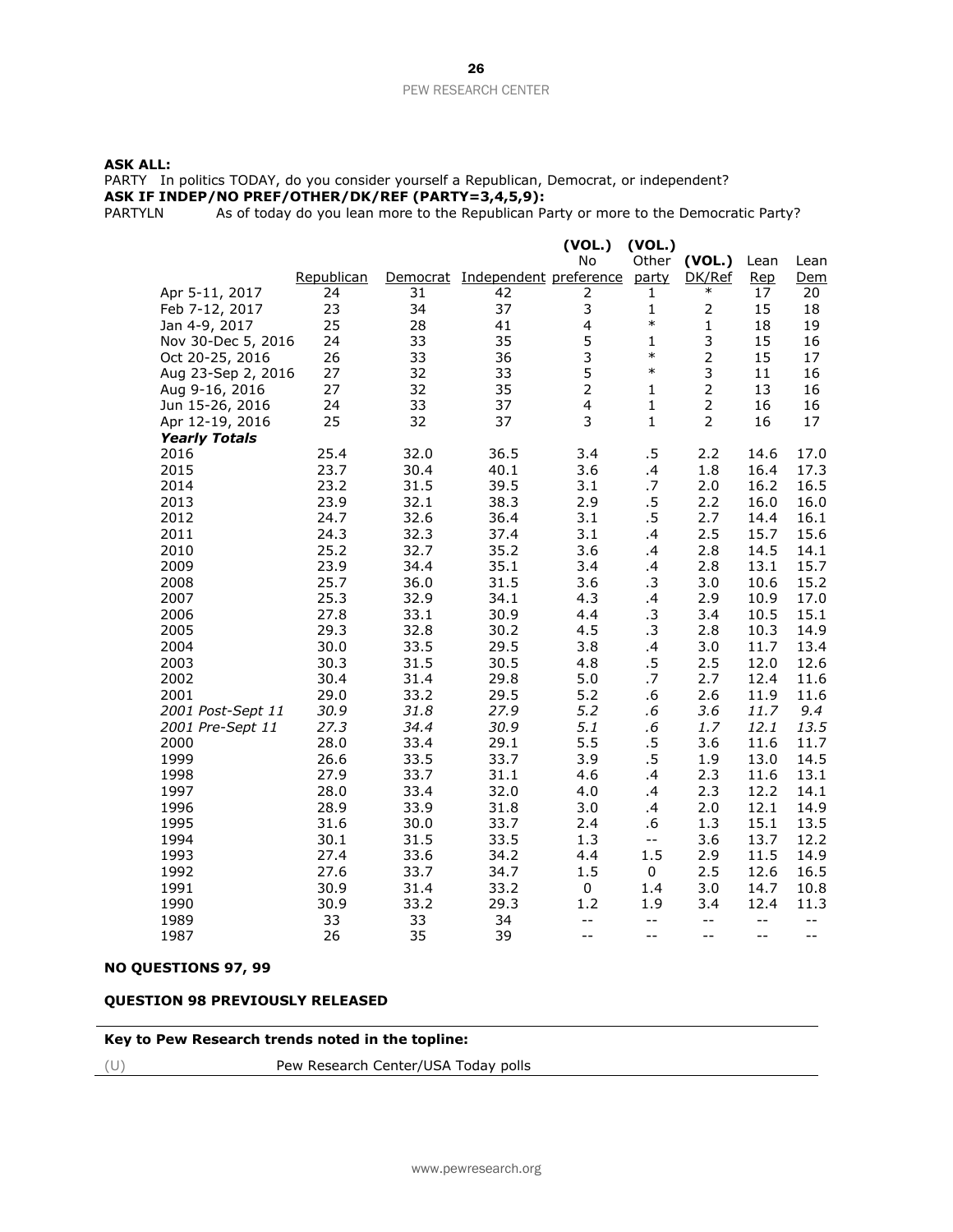**ASK ALL:**

PARTY In politics TODAY, do you consider yourself a Republican, Democrat, or independent?

**ASK IF INDEP/NO PREF/OTHER/DK/REF (PARTY=3,4,5,9):**

PARTYLN As of today do you lean more to the Republican Party or more to the Democratic Party?

| | Republican | Democrat | Independent | **(VOL.)** No preference | **(VOL.)** Other party | **(VOL.)** DK/Ref | Lean Rep | Lean Dem |
|---|---|---|---|---|---|---|---|---|
| Apr 5-11, 2017 | 24 | 31 | 42 | 2 | 1 | * | 17 | 20 |
| Feb 7-12, 2017 | 23 | 34 | 37 | 3 | 1 | 2 | 15 | 18 |
| Jan 4-9, 2017 | 25 | 28 | 41 | 4 | * | 1 | 18 | 19 |
| Nov 30-Dec 5, 2016 | 24 | 33 | 35 | 5 | 1 | 3 | 15 | 16 |
| Oct 20-25, 2016 | 26 | 33 | 36 | 3 | * | 2 | 15 | 17 |
| Aug 23-Sep 2, 2016 | 27 | 32 | 33 | 5 | * | 3 | 11 | 16 |
| Aug 9-16, 2016 | 27 | 32 | 35 | 2 | 1 | 2 | 13 | 16 |
| Jun 15-26, 2016 | 24 | 33 | 37 | 4 | 1 | 2 | 16 | 16 |
| Apr 12-19, 2016 | 25 | 32 | 37 | 3 | 1 | 2 | 16 | 17 |
| ***Yearly Totals*** | | | | | | | | |
| 2016 | 25.4 | 32.0 | 36.5 | 3.4 | .5 | 2.2 | 14.6 | 17.0 |
| 2015 | 23.7 | 30.4 | 40.1 | 3.6 | .4 | 1.8 | 16.4 | 17.3 |
| 2014 | 23.2 | 31.5 | 39.5 | 3.1 | .7 | 2.0 | 16.2 | 16.5 |
| 2013 | 23.9 | 32.1 | 38.3 | 2.9 | .5 | 2.2 | 16.0 | 16.0 |
| 2012 | 24.7 | 32.6 | 36.4 | 3.1 | .5 | 2.7 | 14.4 | 16.1 |
| 2011 | 24.3 | 32.3 | 37.4 | 3.1 | .4 | 2.5 | 15.7 | 15.6 |
| 2010 | 25.2 | 32.7 | 35.2 | 3.6 | .4 | 2.8 | 14.5 | 14.1 |
| 2009 | 23.9 | 34.4 | 35.1 | 3.4 | .4 | 2.8 | 13.1 | 15.7 |
| 2008 | 25.7 | 36.0 | 31.5 | 3.6 | .3 | 3.0 | 10.6 | 15.2 |
| 2007 | 25.3 | 32.9 | 34.1 | 4.3 | .4 | 2.9 | 10.9 | 17.0 |
| 2006 | 27.8 | 33.1 | 30.9 | 4.4 | .3 | 3.4 | 10.5 | 15.1 |
| 2005 | 29.3 | 32.8 | 30.2 | 4.5 | .3 | 2.8 | 10.3 | 14.9 |
| 2004 | 30.0 | 33.5 | 29.5 | 3.8 | .4 | 3.0 | 11.7 | 13.4 |
| 2003 | 30.3 | 31.5 | 30.5 | 4.8 | .5 | 2.5 | 12.0 | 12.6 |
| 2002 | 30.4 | 31.4 | 29.8 | 5.0 | .7 | 2.7 | 12.4 | 11.6 |
| 2001 | 29.0 | 33.2 | 29.5 | 5.2 | .6 | 2.6 | 11.9 | 11.6 |
| *2001 Post-Sept 11* | *30.9* | *31.8* | *27.9* | *5.2* | *.6* | *3.6* | *11.7* | *9.4* |
| *2001 Pre-Sept 11* | *27.3* | *34.4* | *30.9* | *5.1* | *.6* | *1.7* | *12.1* | *13.5* |
| 2000 | 28.0 | 33.4 | 29.1 | 5.5 | .5 | 3.6 | 11.6 | 11.7 |
| 1999 | 26.6 | 33.5 | 33.7 | 3.9 | .5 | 1.9 | 13.0 | 14.5 |
| 1998 | 27.9 | 33.7 | 31.1 | 4.6 | .4 | 2.3 | 11.6 | 13.1 |
| 1997 | 28.0 | 33.4 | 32.0 | 4.0 | .4 | 2.3 | 12.2 | 14.1 |
| 1996 | 28.9 | 33.9 | 31.8 | 3.0 | .4 | 2.0 | 12.1 | 14.9 |
| 1995 | 31.6 | 30.0 | 33.7 | 2.4 | .6 | 1.3 | 15.1 | 13.5 |
| 1994 | 30.1 | 31.5 | 33.5 | 1.3 | -- | 3.6 | 13.7 | 12.2 |
| 1993 | 27.4 | 33.6 | 34.2 | 4.4 | 1.5 | 2.9 | 11.5 | 14.9 |
| 1992 | 27.6 | 33.7 | 34.7 | 1.5 | 0 | 2.5 | 12.6 | 16.5 |
| 1991 | 30.9 | 31.4 | 33.2 | 0 | 1.4 | 3.0 | 14.7 | 10.8 |
| 1990 | 30.9 | 33.2 | 29.3 | 1.2 | 1.9 | 3.4 | 12.4 | 11.3 |
| 1989 | 33 | 33 | 34 | -- | -- | -- | -- | -- |
| 1987 | 26 | 35 | 39 | -- | -- | -- | -- | -- |

**NO QUESTIONS 97, 99**

**QUESTION 98 PREVIOUSLY RELEASED**

**Key to Pew Research trends noted in the topline:**

(U) Pew Research Center/USA Today polls